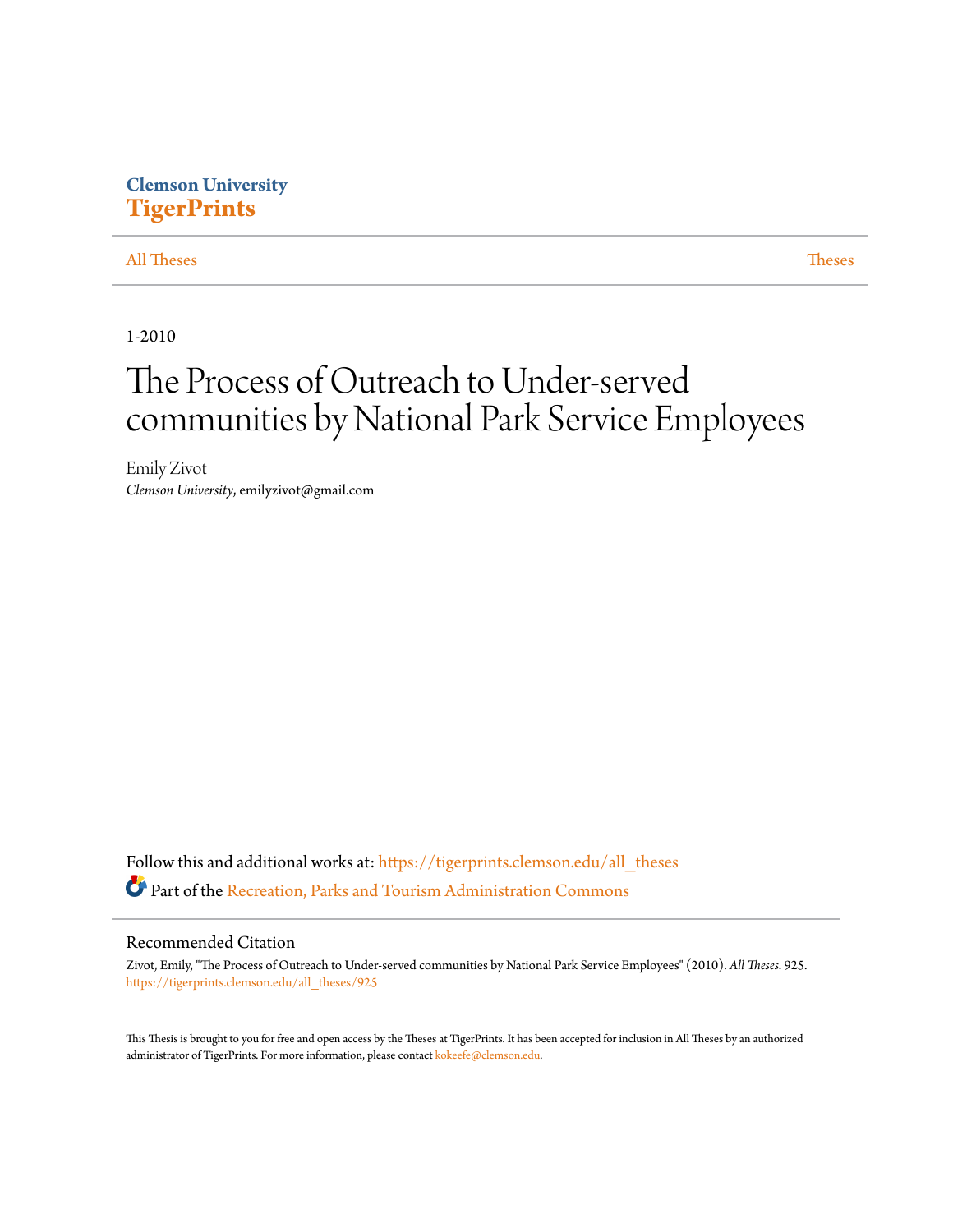Clemson University
**TigerPrints**

All Theses | Theses

1-2010

# The Process of Outreach to Under-served communities by National Park Service Employees

Emily Zivot
*Clemson University*, emilyzivot@gmail.com

Follow this and additional works at: https://tigerprints.clemson.edu/all_theses

Part of the Recreation, Parks and Tourism Administration Commons

## Recommended Citation

Zivot, Emily, "The Process of Outreach to Under-served communities by National Park Service Employees" (2010). *All Theses*. 925.
https://tigerprints.clemson.edu/all_theses/925

This Thesis is brought to you for free and open access by the Theses at TigerPrints. It has been accepted for inclusion in All Theses by an authorized administrator of TigerPrints. For more information, please contact kokeefe@clemson.edu.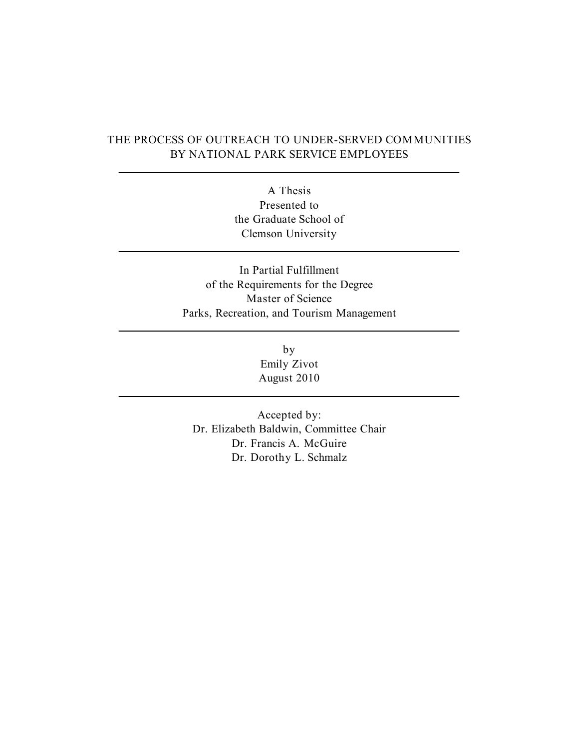# THE PROCESS OF OUTREACH TO UNDER-SERVED COMMUNITIES BY NATIONAL PARK SERVICE EMPLOYEES

---

A Thesis
Presented to
the Graduate School of
Clemson University

---

In Partial Fulfillment
of the Requirements for the Degree
Master of Science
Parks, Recreation, and Tourism Management

---

by
Emily Zivot
August 2010

---

Accepted by:
Dr. Elizabeth Baldwin, Committee Chair
Dr. Francis A. McGuire
Dr. Dorothy L. Schmalz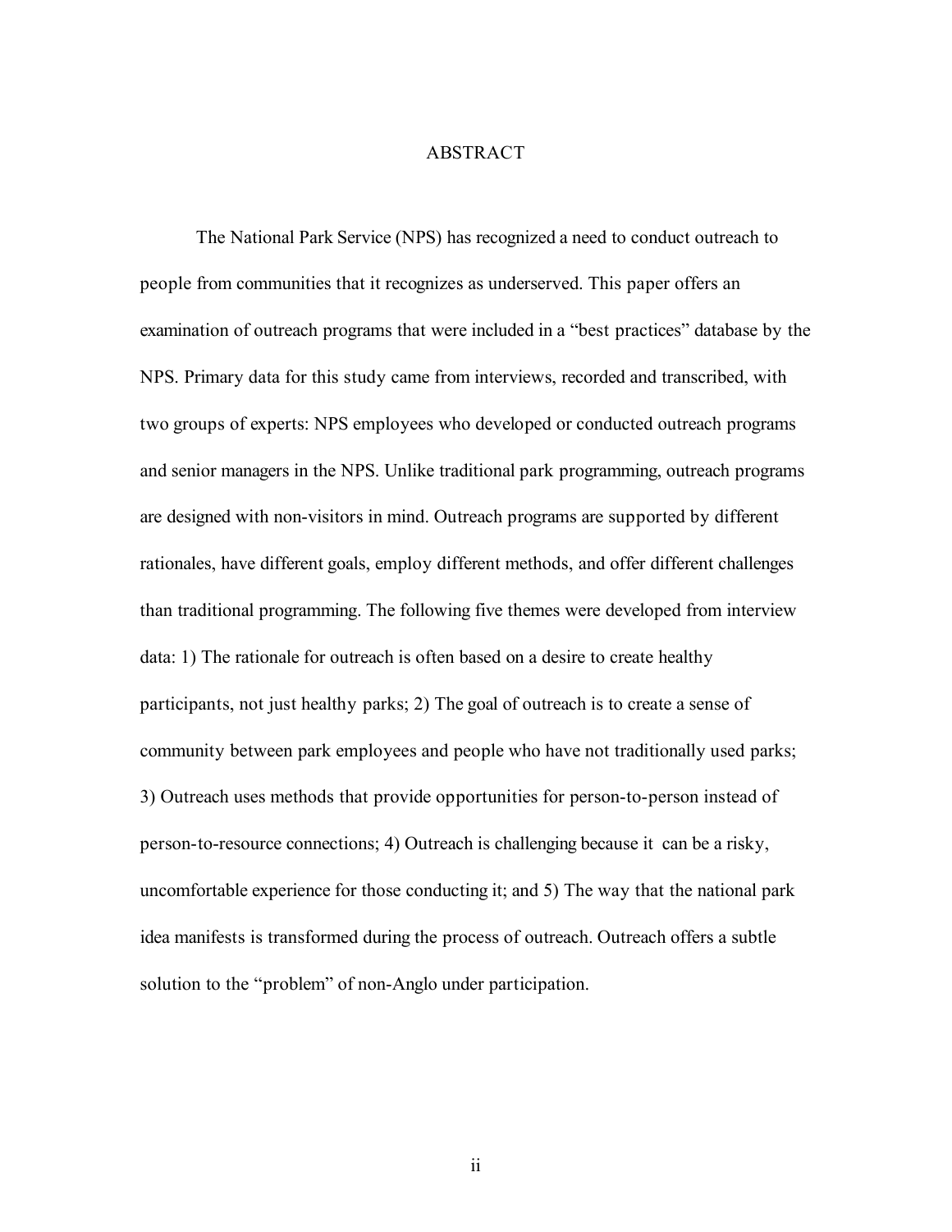# ABSTRACT

The National Park Service (NPS) has recognized a need to conduct outreach to people from communities that it recognizes as underserved. This paper offers an examination of outreach programs that were included in a "best practices" database by the NPS. Primary data for this study came from interviews, recorded and transcribed, with two groups of experts: NPS employees who developed or conducted outreach programs and senior managers in the NPS. Unlike traditional park programming, outreach programs are designed with non-visitors in mind. Outreach programs are supported by different rationales, have different goals, employ different methods, and offer different challenges than traditional programming. The following five themes were developed from interview data: 1) The rationale for outreach is often based on a desire to create healthy participants, not just healthy parks; 2) The goal of outreach is to create a sense of community between park employees and people who have not traditionally used parks; 3) Outreach uses methods that provide opportunities for person-to-person instead of person-to-resource connections; 4) Outreach is challenging because it can be a risky, uncomfortable experience for those conducting it; and 5) The way that the national park idea manifests is transformed during the process of outreach. Outreach offers a subtle solution to the "problem" of non-Anglo under participation.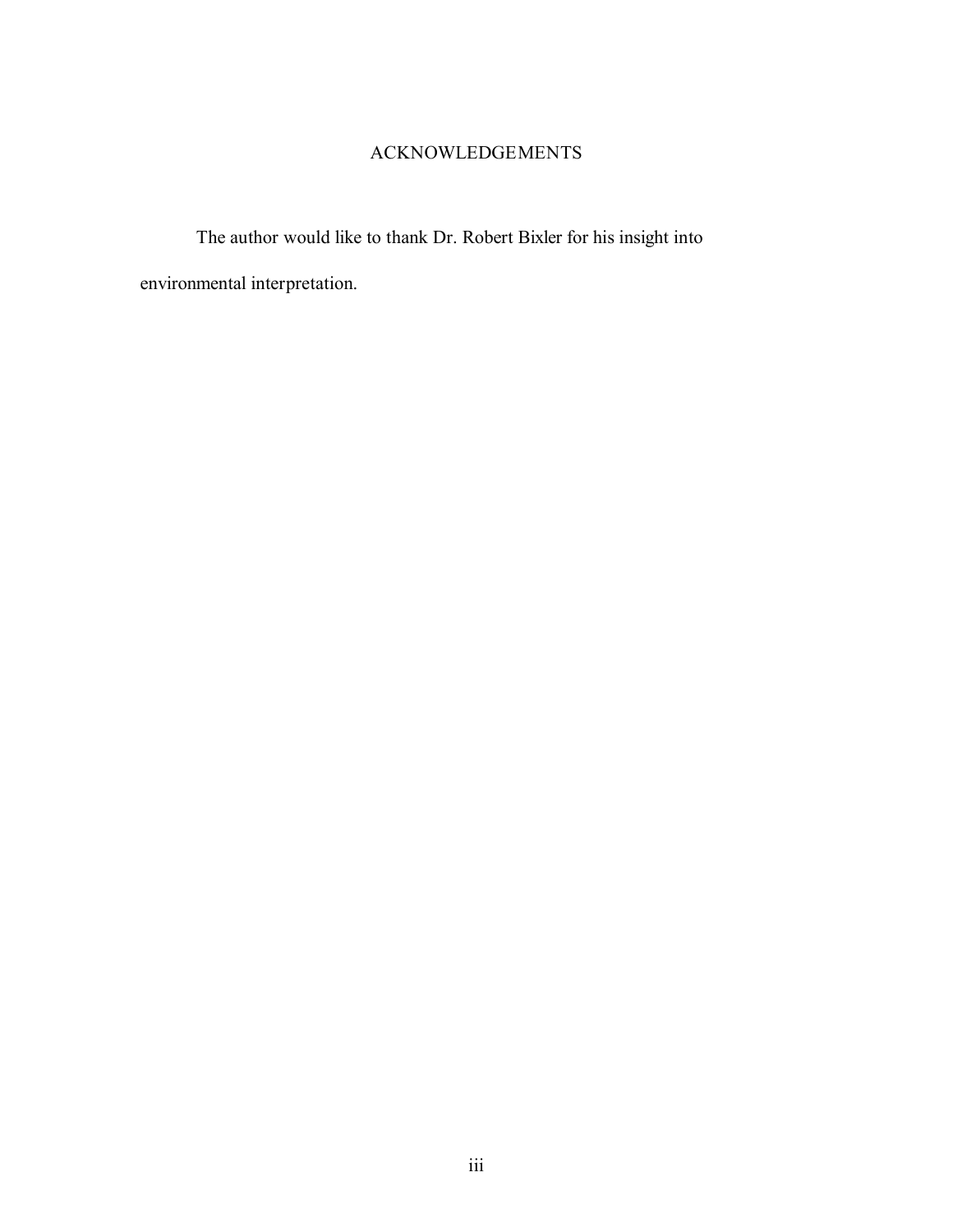# ACKNOWLEDGEMENTS

The author would like to thank Dr. Robert Bixler for his insight into environmental interpretation.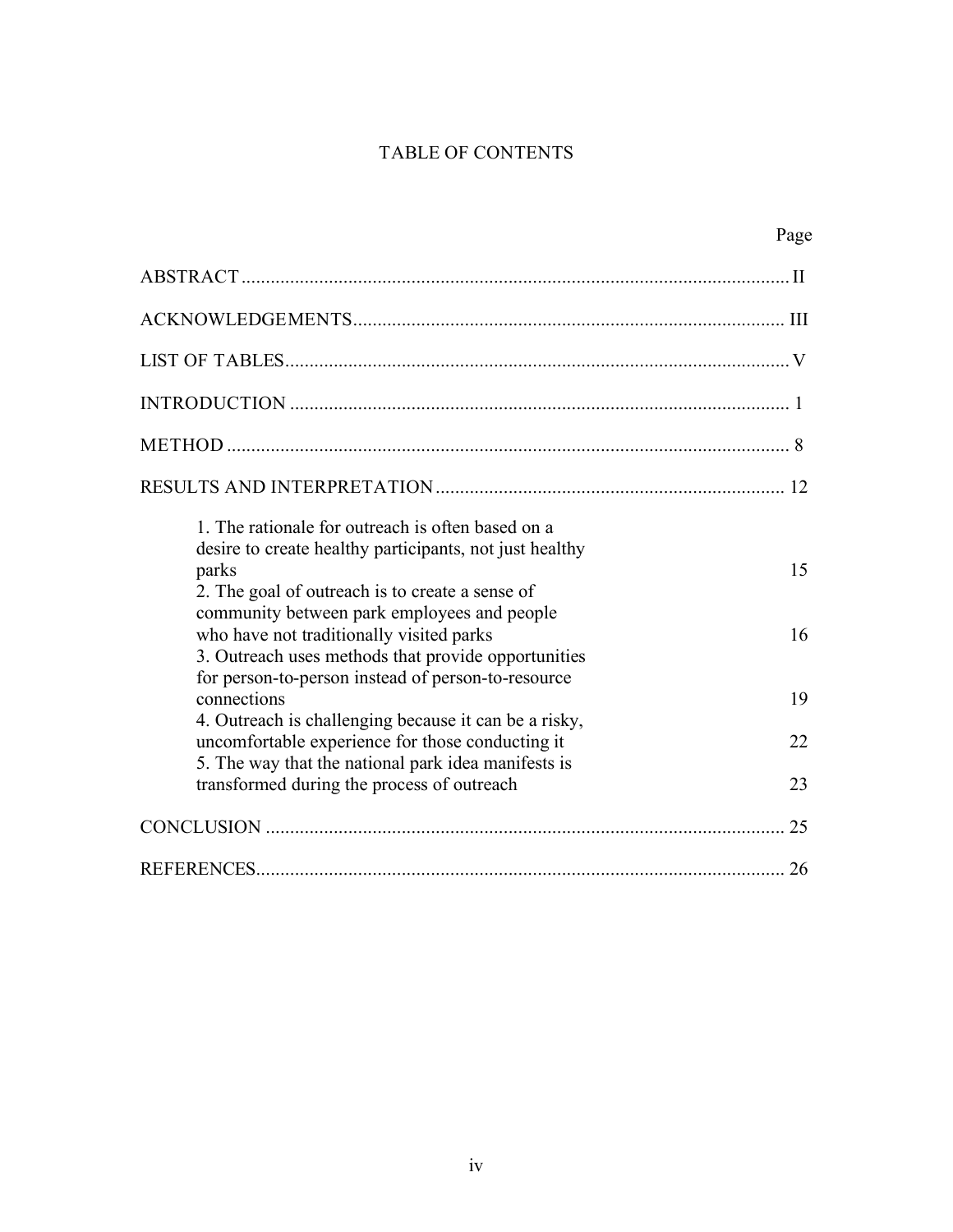# TABLE OF CONTENTS

| | Page |
|---|---|
| ABSTRACT | II |
| ACKNOWLEDGEMENTS | III |
| LIST OF TABLES | V |
| INTRODUCTION | 1 |
| METHOD | 8 |
| RESULTS AND INTERPRETATION | 12 |
| 1. The rationale for outreach is often based on a desire to create healthy participants, not just healthy parks | 15 |
| 2. The goal of outreach is to create a sense of community between park employees and people who have not traditionally visited parks | 16 |
| 3. Outreach uses methods that provide opportunities for person-to-person instead of person-to-resource connections | 19 |
| 4. Outreach is challenging because it can be a risky, uncomfortable experience for those conducting it | 22 |
| 5. The way that the national park idea manifests is transformed during the process of outreach | 23 |
| CONCLUSION | 25 |
| REFERENCES | 26 |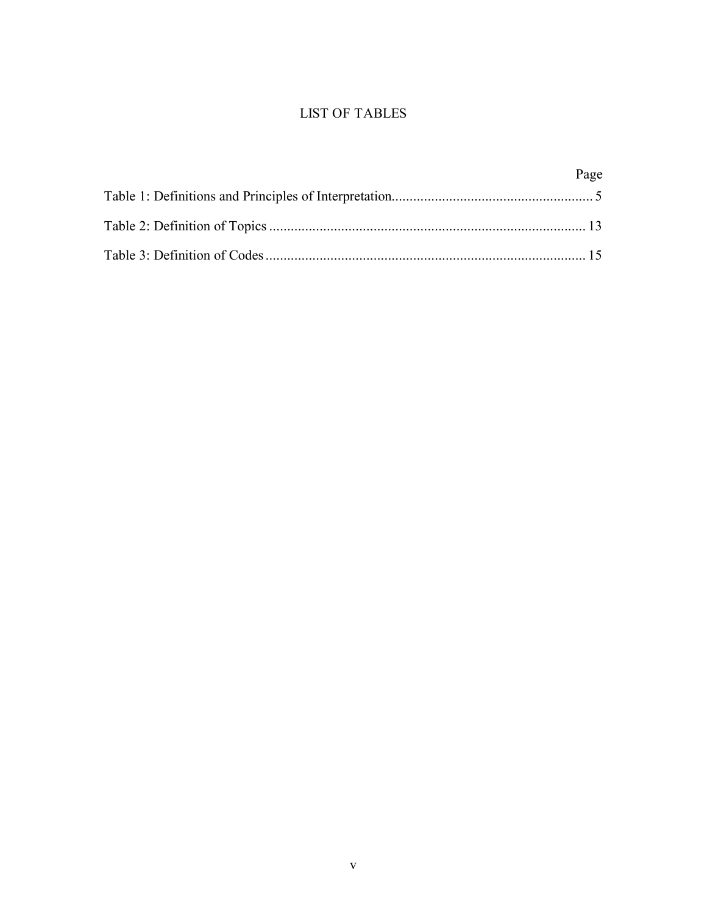# LIST OF TABLES

| | Page |
|---|---|
| Table 1: Definitions and Principles of Interpretation | 5 |
| Table 2: Definition of Topics | 13 |
| Table 3: Definition of Codes | 15 |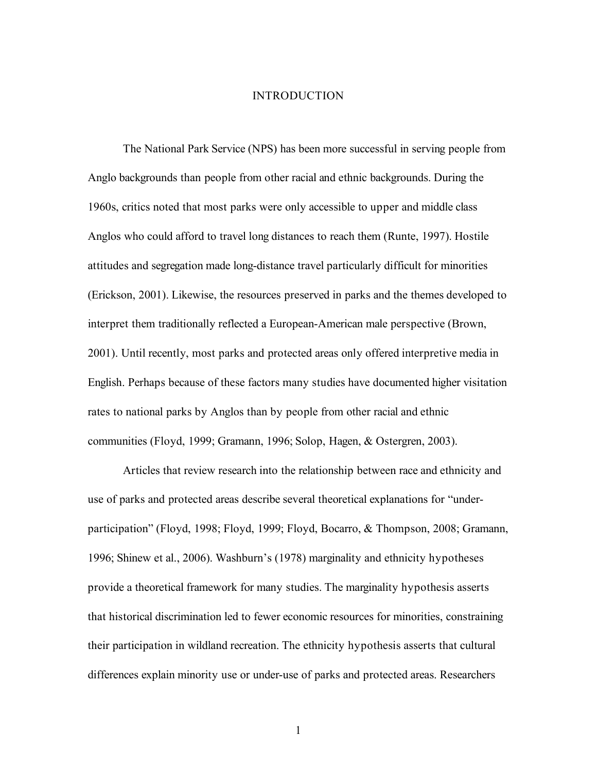# INTRODUCTION

The National Park Service (NPS) has been more successful in serving people from Anglo backgrounds than people from other racial and ethnic backgrounds. During the 1960s, critics noted that most parks were only accessible to upper and middle class Anglos who could afford to travel long distances to reach them (Runte, 1997). Hostile attitudes and segregation made long-distance travel particularly difficult for minorities (Erickson, 2001). Likewise, the resources preserved in parks and the themes developed to interpret them traditionally reflected a European-American male perspective (Brown, 2001). Until recently, most parks and protected areas only offered interpretive media in English. Perhaps because of these factors many studies have documented higher visitation rates to national parks by Anglos than by people from other racial and ethnic communities (Floyd, 1999; Gramann, 1996; Solop, Hagen, & Ostergren, 2003).

Articles that review research into the relationship between race and ethnicity and use of parks and protected areas describe several theoretical explanations for "under-participation" (Floyd, 1998; Floyd, 1999; Floyd, Bocarro, & Thompson, 2008; Gramann, 1996; Shinew et al., 2006). Washburn's (1978) marginality and ethnicity hypotheses provide a theoretical framework for many studies. The marginality hypothesis asserts that historical discrimination led to fewer economic resources for minorities, constraining their participation in wildland recreation. The ethnicity hypothesis asserts that cultural differences explain minority use or under-use of parks and protected areas. Researchers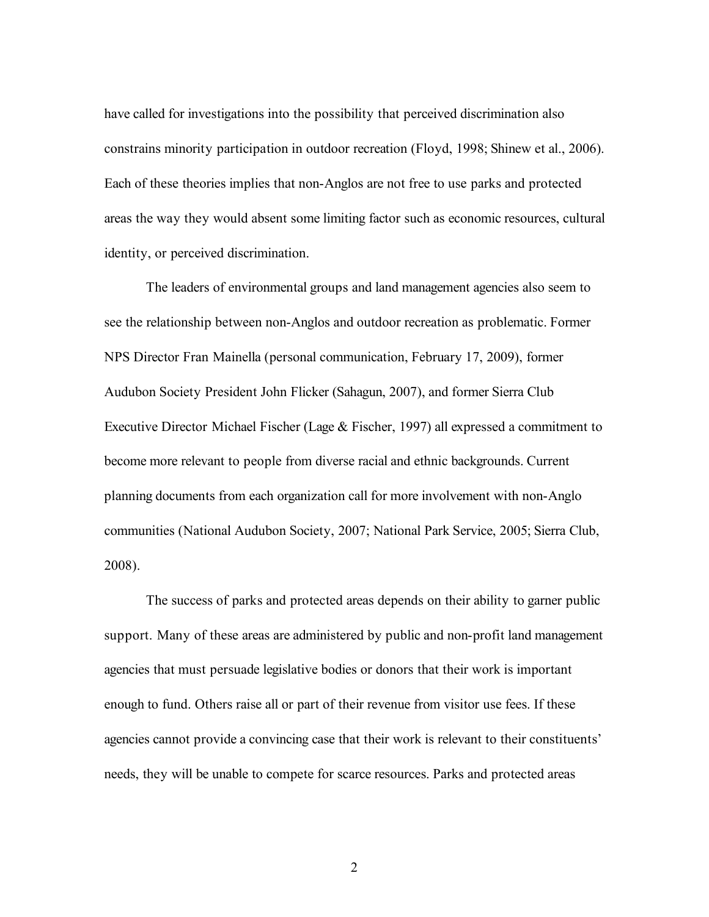have called for investigations into the possibility that perceived discrimination also constrains minority participation in outdoor recreation (Floyd, 1998; Shinew et al., 2006). Each of these theories implies that non-Anglos are not free to use parks and protected areas the way they would absent some limiting factor such as economic resources, cultural identity, or perceived discrimination.

The leaders of environmental groups and land management agencies also seem to see the relationship between non-Anglos and outdoor recreation as problematic. Former NPS Director Fran Mainella (personal communication, February 17, 2009), former Audubon Society President John Flicker (Sahagun, 2007), and former Sierra Club Executive Director Michael Fischer (Lage & Fischer, 1997) all expressed a commitment to become more relevant to people from diverse racial and ethnic backgrounds. Current planning documents from each organization call for more involvement with non-Anglo communities (National Audubon Society, 2007; National Park Service, 2005; Sierra Club, 2008).

The success of parks and protected areas depends on their ability to garner public support. Many of these areas are administered by public and non-profit land management agencies that must persuade legislative bodies or donors that their work is important enough to fund. Others raise all or part of their revenue from visitor use fees. If these agencies cannot provide a convincing case that their work is relevant to their constituents' needs, they will be unable to compete for scarce resources. Parks and protected areas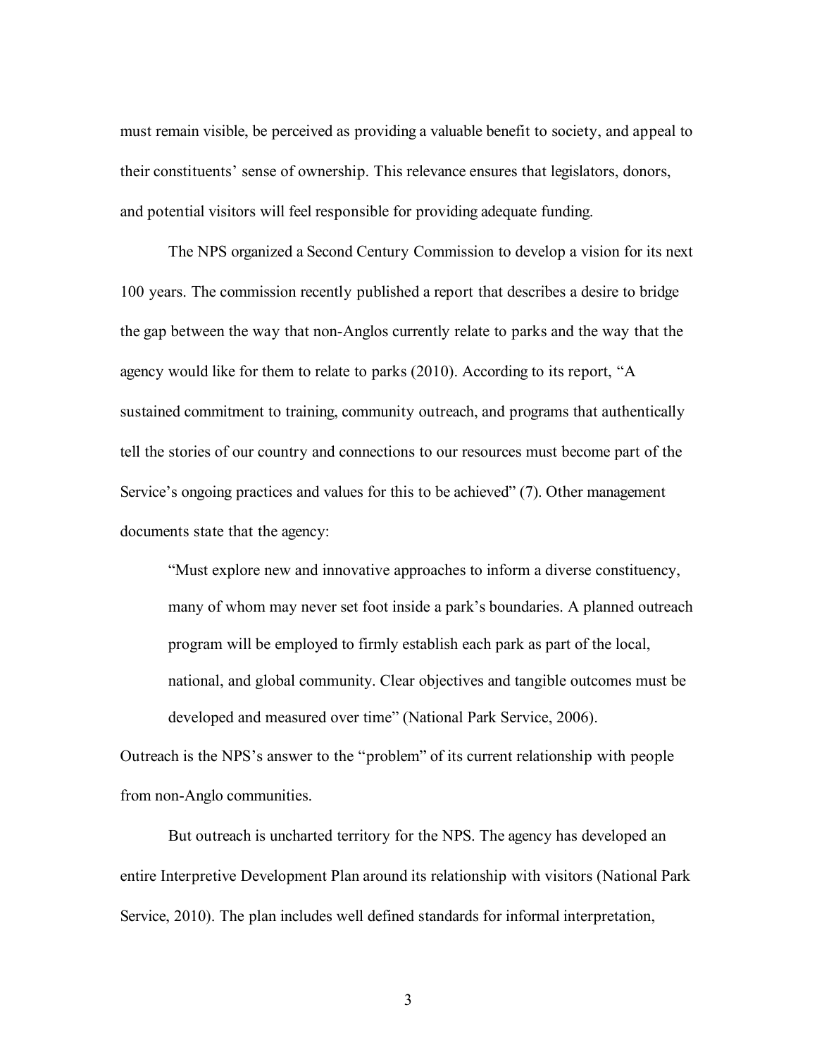must remain visible, be perceived as providing a valuable benefit to society, and appeal to their constituents' sense of ownership. This relevance ensures that legislators, donors, and potential visitors will feel responsible for providing adequate funding.

The NPS organized a Second Century Commission to develop a vision for its next 100 years. The commission recently published a report that describes a desire to bridge the gap between the way that non-Anglos currently relate to parks and the way that the agency would like for them to relate to parks (2010). According to its report, "A sustained commitment to training, community outreach, and programs that authentically tell the stories of our country and connections to our resources must become part of the Service's ongoing practices and values for this to be achieved" (7). Other management documents state that the agency:

> "Must explore new and innovative approaches to inform a diverse constituency, many of whom may never set foot inside a park's boundaries. A planned outreach program will be employed to firmly establish each park as part of the local, national, and global community. Clear objectives and tangible outcomes must be developed and measured over time" (National Park Service, 2006).

Outreach is the NPS's answer to the "problem" of its current relationship with people from non-Anglo communities.

But outreach is uncharted territory for the NPS. The agency has developed an entire Interpretive Development Plan around its relationship with visitors (National Park Service, 2010). The plan includes well defined standards for informal interpretation,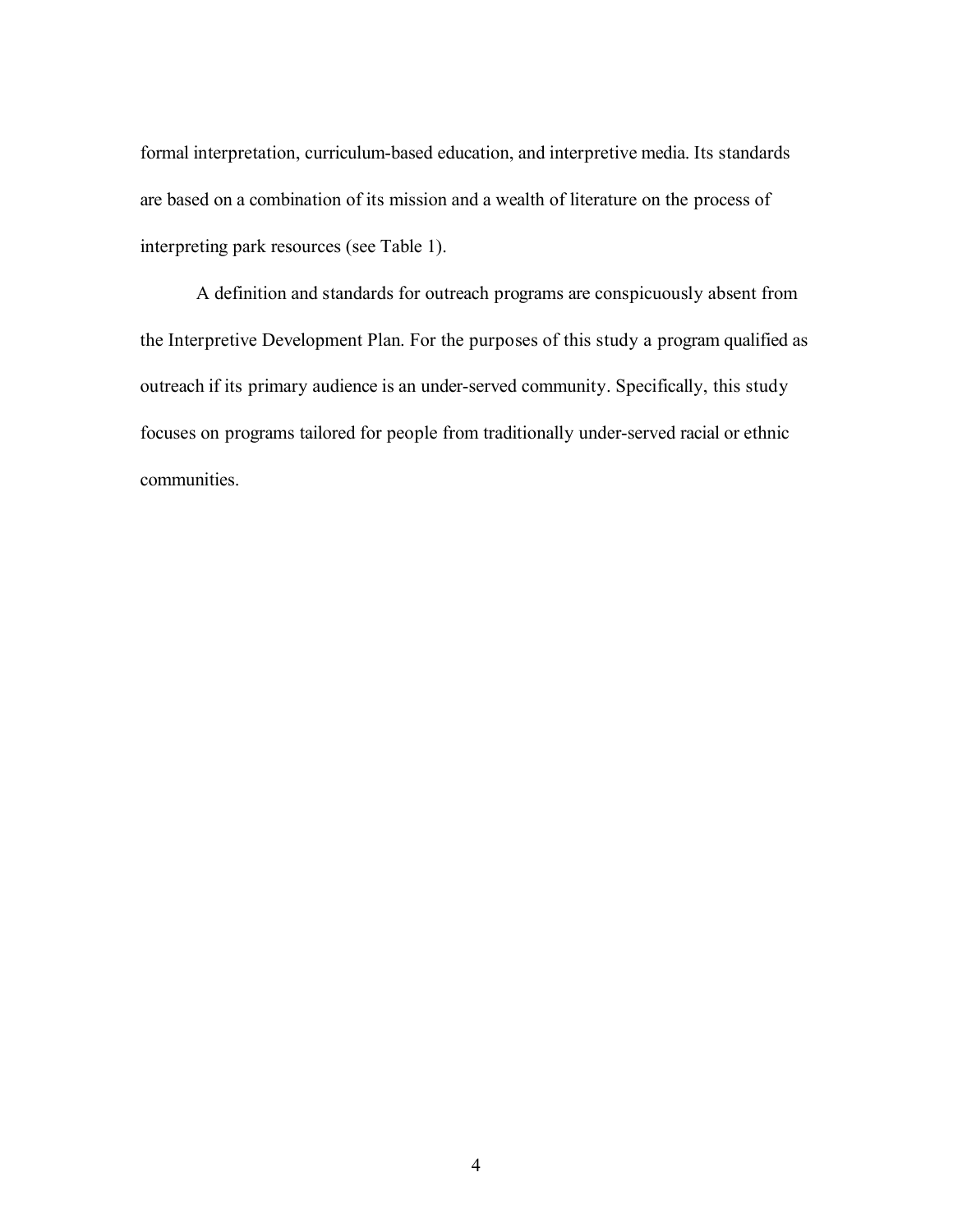formal interpretation, curriculum-based education, and interpretive media. Its standards are based on a combination of its mission and a wealth of literature on the process of interpreting park resources (see Table 1).

A definition and standards for outreach programs are conspicuously absent from the Interpretive Development Plan. For the purposes of this study a program qualified as outreach if its primary audience is an under-served community. Specifically, this study focuses on programs tailored for people from traditionally under-served racial or ethnic communities.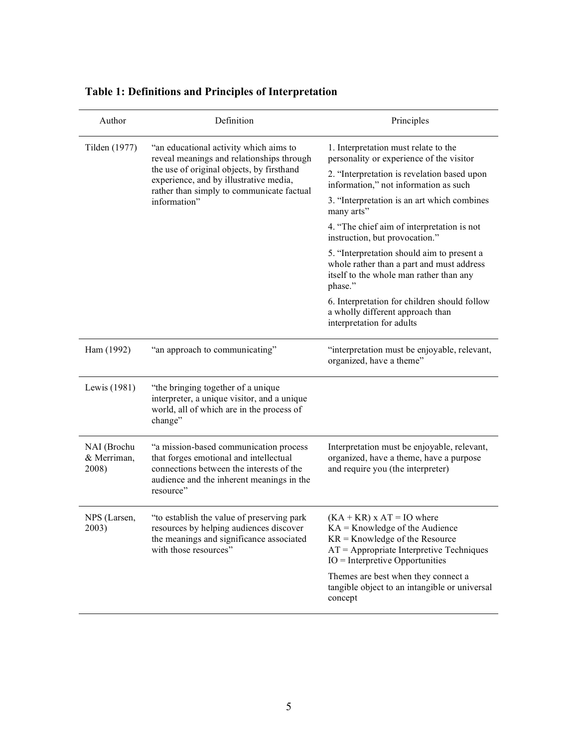**Table 1: Definitions and Principles of Interpretation**

| Author | Definition | Principles |
|---|---|---|
| Tilden (1977) | "an educational activity which aims to reveal meanings and relationships through the use of original objects, by firsthand experience, and by illustrative media, rather than simply to communicate factual information" | 1. Interpretation must relate to the personality or experience of the visitor<br>2. "Interpretation is revelation based upon information," not information as such<br>3. "Interpretation is an art which combines many arts"<br>4. "The chief aim of interpretation is not instruction, but provocation."<br>5. "Interpretation should aim to present a whole rather than a part and must address itself to the whole man rather than any phase."<br>6. Interpretation for children should follow a wholly different approach than interpretation for adults |
| Ham (1992) | "an approach to communicating" | "interpretation must be enjoyable, relevant, organized, have a theme" |
| Lewis (1981) | "the bringing together of a unique interpreter, a unique visitor, and a unique world, all of which are in the process of change" | |
| NAI (Brochu & Merriman, 2008) | "a mission-based communication process that forges emotional and intellectual connections between the interests of the audience and the inherent meanings in the resource" | Interpretation must be enjoyable, relevant, organized, have a theme, have a purpose and require you (the interpreter) |
| NPS (Larsen, 2003) | "to establish the value of preserving park resources by helping audiences discover the meanings and significance associated with those resources" | $(KA + KR) \times AT = IO$ where<br>KA = Knowledge of the Audience<br>KR = Knowledge of the Resource<br>AT = Appropriate Interpretive Techniques<br>IO = Interpretive Opportunities<br>Themes are best when they connect a tangible object to an intangible or universal concept |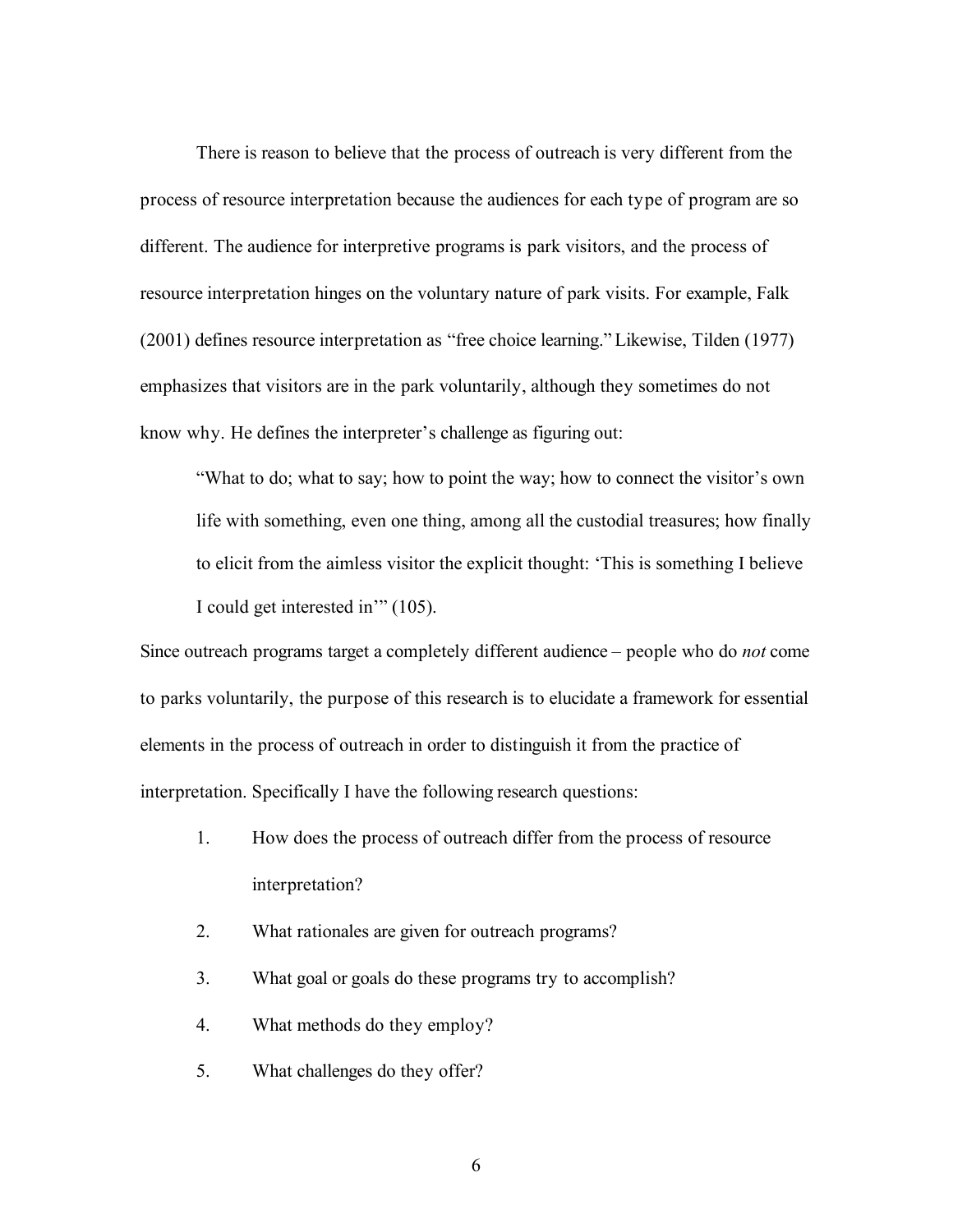There is reason to believe that the process of outreach is very different from the process of resource interpretation because the audiences for each type of program are so different. The audience for interpretive programs is park visitors, and the process of resource interpretation hinges on the voluntary nature of park visits. For example, Falk (2001) defines resource interpretation as "free choice learning." Likewise, Tilden (1977) emphasizes that visitors are in the park voluntarily, although they sometimes do not know why. He defines the interpreter's challenge as figuring out:

> "What to do; what to say; how to point the way; how to connect the visitor's own life with something, even one thing, among all the custodial treasures; how finally to elicit from the aimless visitor the explicit thought: 'This is something I believe I could get interested in'" (105).

Since outreach programs target a completely different audience – people who do *not* come to parks voluntarily, the purpose of this research is to elucidate a framework for essential elements in the process of outreach in order to distinguish it from the practice of interpretation. Specifically I have the following research questions:

1. How does the process of outreach differ from the process of resource interpretation?
2. What rationales are given for outreach programs?
3. What goal or goals do these programs try to accomplish?
4. What methods do they employ?
5. What challenges do they offer?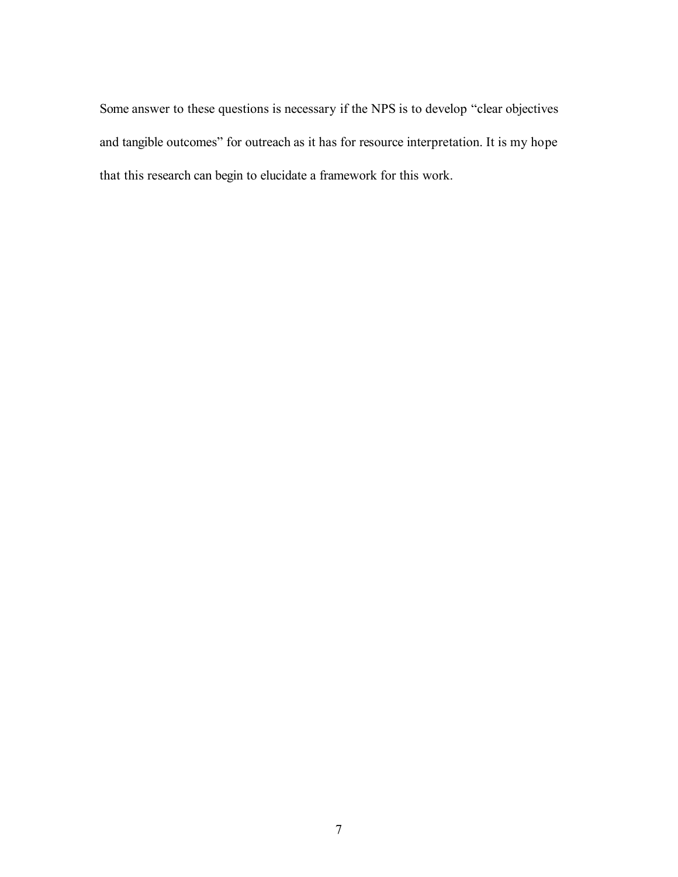Some answer to these questions is necessary if the NPS is to develop "clear objectives and tangible outcomes" for outreach as it has for resource interpretation. It is my hope that this research can begin to elucidate a framework for this work.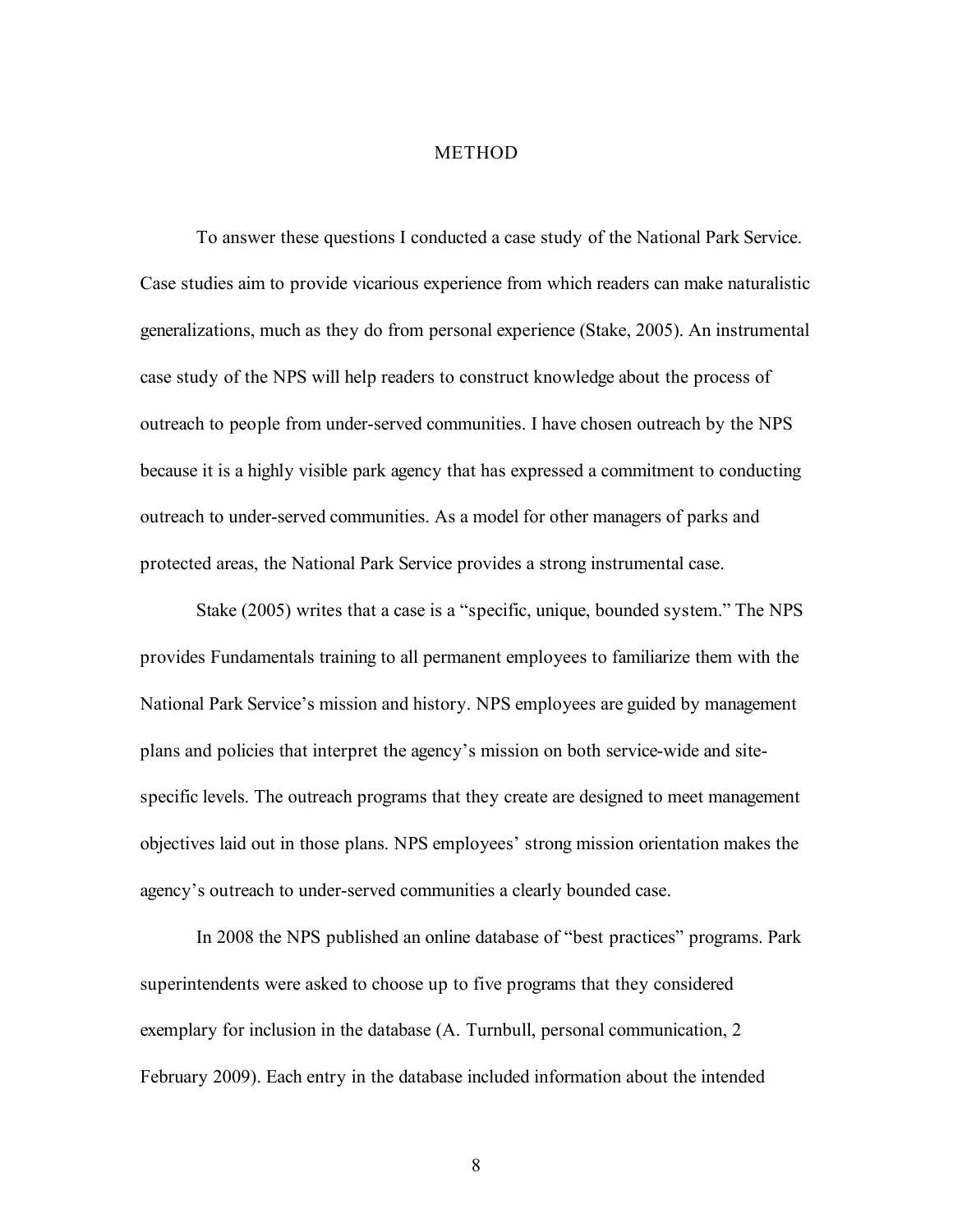# METHOD

To answer these questions I conducted a case study of the National Park Service. Case studies aim to provide vicarious experience from which readers can make naturalistic generalizations, much as they do from personal experience (Stake, 2005). An instrumental case study of the NPS will help readers to construct knowledge about the process of outreach to people from under-served communities. I have chosen outreach by the NPS because it is a highly visible park agency that has expressed a commitment to conducting outreach to under-served communities. As a model for other managers of parks and protected areas, the National Park Service provides a strong instrumental case.

Stake (2005) writes that a case is a "specific, unique, bounded system." The NPS provides Fundamentals training to all permanent employees to familiarize them with the National Park Service's mission and history. NPS employees are guided by management plans and policies that interpret the agency's mission on both service-wide and site-specific levels. The outreach programs that they create are designed to meet management objectives laid out in those plans. NPS employees' strong mission orientation makes the agency's outreach to under-served communities a clearly bounded case.

In 2008 the NPS published an online database of "best practices" programs. Park superintendents were asked to choose up to five programs that they considered exemplary for inclusion in the database (A. Turnbull, personal communication, 2 February 2009). Each entry in the database included information about the intended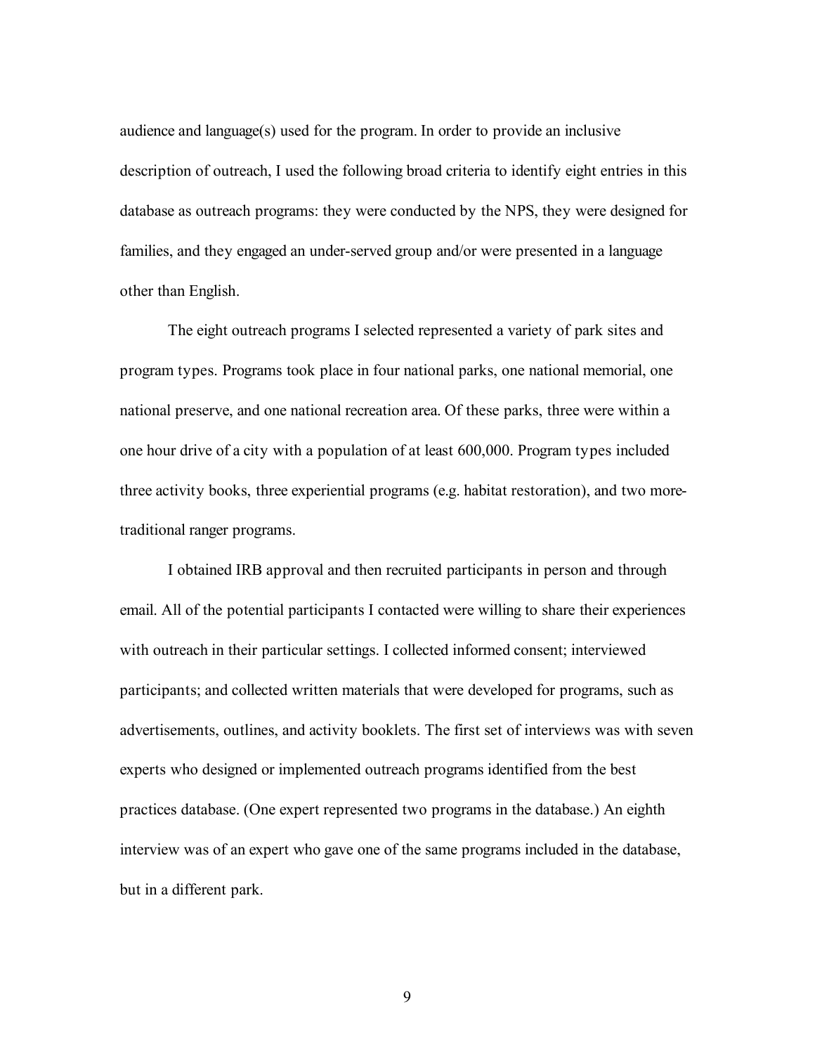audience and language(s) used for the program. In order to provide an inclusive description of outreach, I used the following broad criteria to identify eight entries in this database as outreach programs: they were conducted by the NPS, they were designed for families, and they engaged an under-served group and/or were presented in a language other than English.

The eight outreach programs I selected represented a variety of park sites and program types. Programs took place in four national parks, one national memorial, one national preserve, and one national recreation area. Of these parks, three were within a one hour drive of a city with a population of at least 600,000. Program types included three activity books, three experiential programs (e.g. habitat restoration), and two more-traditional ranger programs.

I obtained IRB approval and then recruited participants in person and through email. All of the potential participants I contacted were willing to share their experiences with outreach in their particular settings. I collected informed consent; interviewed participants; and collected written materials that were developed for programs, such as advertisements, outlines, and activity booklets. The first set of interviews was with seven experts who designed or implemented outreach programs identified from the best practices database. (One expert represented two programs in the database.) An eighth interview was of an expert who gave one of the same programs included in the database, but in a different park.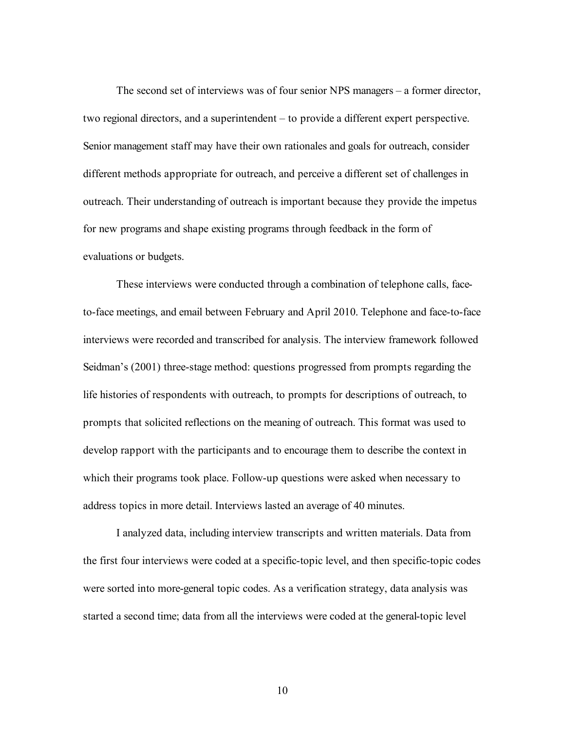The second set of interviews was of four senior NPS managers – a former director, two regional directors, and a superintendent – to provide a different expert perspective. Senior management staff may have their own rationales and goals for outreach, consider different methods appropriate for outreach, and perceive a different set of challenges in outreach. Their understanding of outreach is important because they provide the impetus for new programs and shape existing programs through feedback in the form of evaluations or budgets.

These interviews were conducted through a combination of telephone calls, face-to-face meetings, and email between February and April 2010. Telephone and face-to-face interviews were recorded and transcribed for analysis. The interview framework followed Seidman's (2001) three-stage method: questions progressed from prompts regarding the life histories of respondents with outreach, to prompts for descriptions of outreach, to prompts that solicited reflections on the meaning of outreach. This format was used to develop rapport with the participants and to encourage them to describe the context in which their programs took place. Follow-up questions were asked when necessary to address topics in more detail. Interviews lasted an average of 40 minutes.

I analyzed data, including interview transcripts and written materials. Data from the first four interviews were coded at a specific-topic level, and then specific-topic codes were sorted into more-general topic codes. As a verification strategy, data analysis was started a second time; data from all the interviews were coded at the general-topic level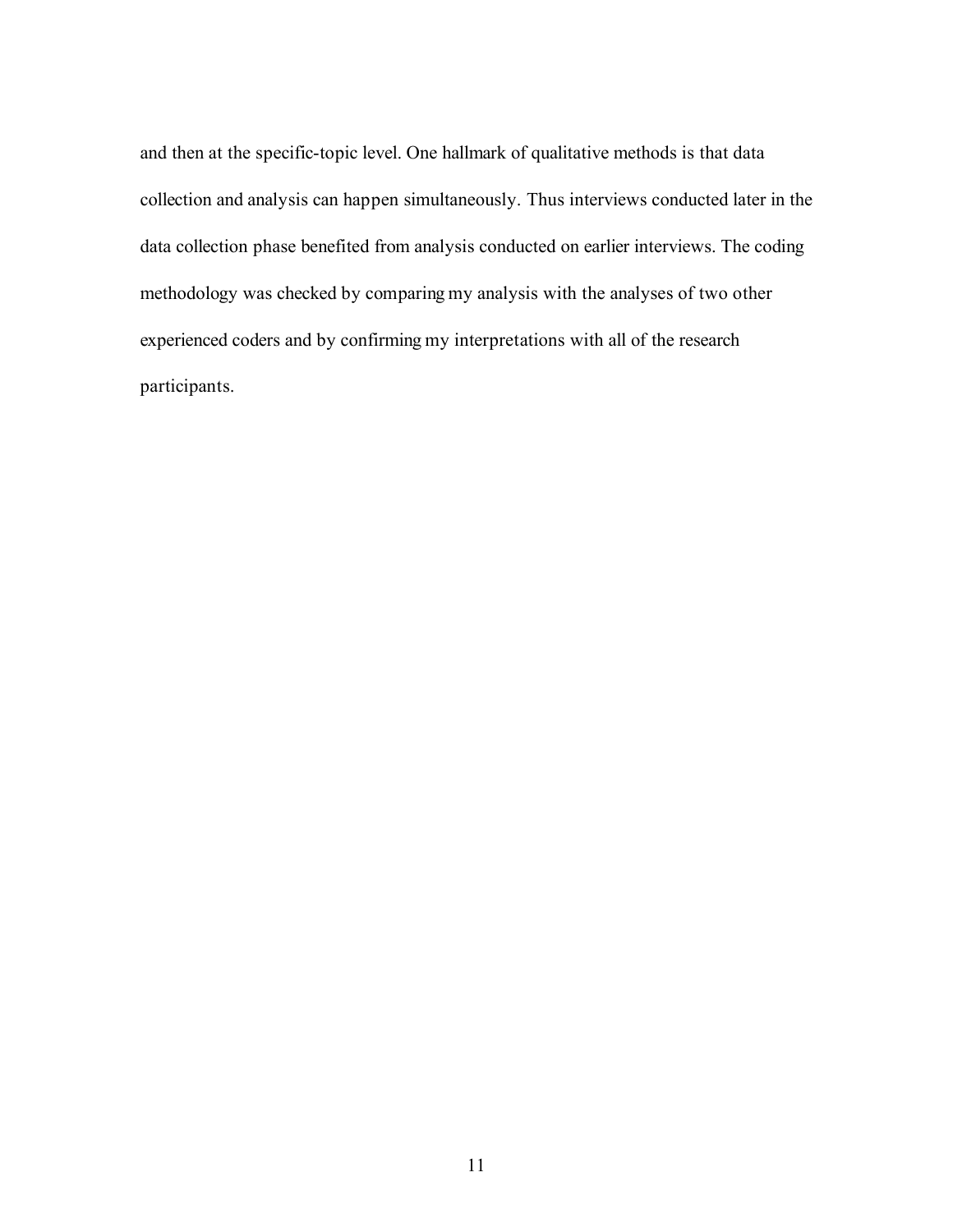and then at the specific-topic level. One hallmark of qualitative methods is that data collection and analysis can happen simultaneously. Thus interviews conducted later in the data collection phase benefited from analysis conducted on earlier interviews. The coding methodology was checked by comparing my analysis with the analyses of two other experienced coders and by confirming my interpretations with all of the research participants.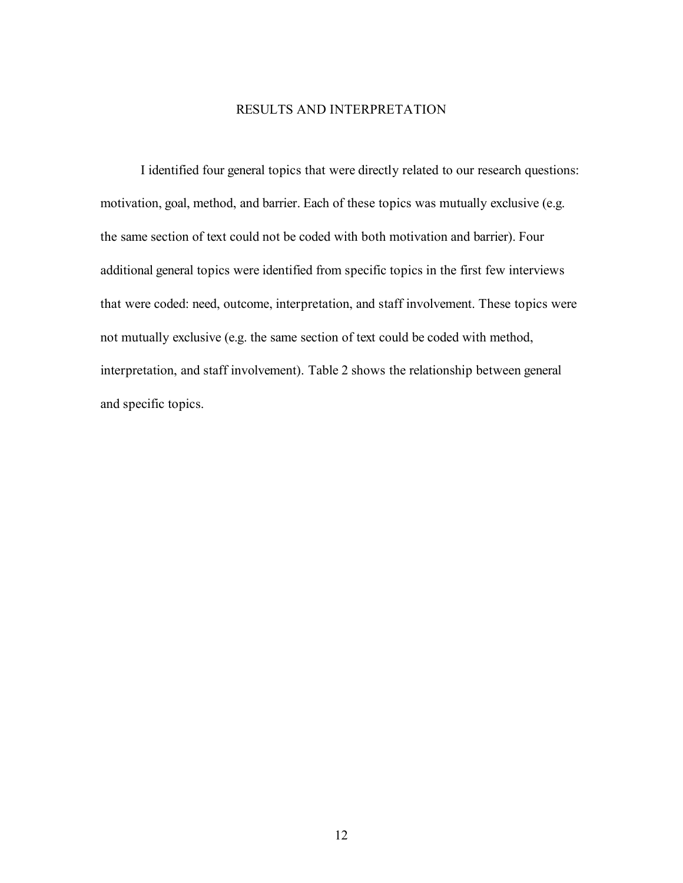# RESULTS AND INTERPRETATION

I identified four general topics that were directly related to our research questions: motivation, goal, method, and barrier. Each of these topics was mutually exclusive (e.g. the same section of text could not be coded with both motivation and barrier). Four additional general topics were identified from specific topics in the first few interviews that were coded: need, outcome, interpretation, and staff involvement. These topics were not mutually exclusive (e.g. the same section of text could be coded with method, interpretation, and staff involvement). Table 2 shows the relationship between general and specific topics.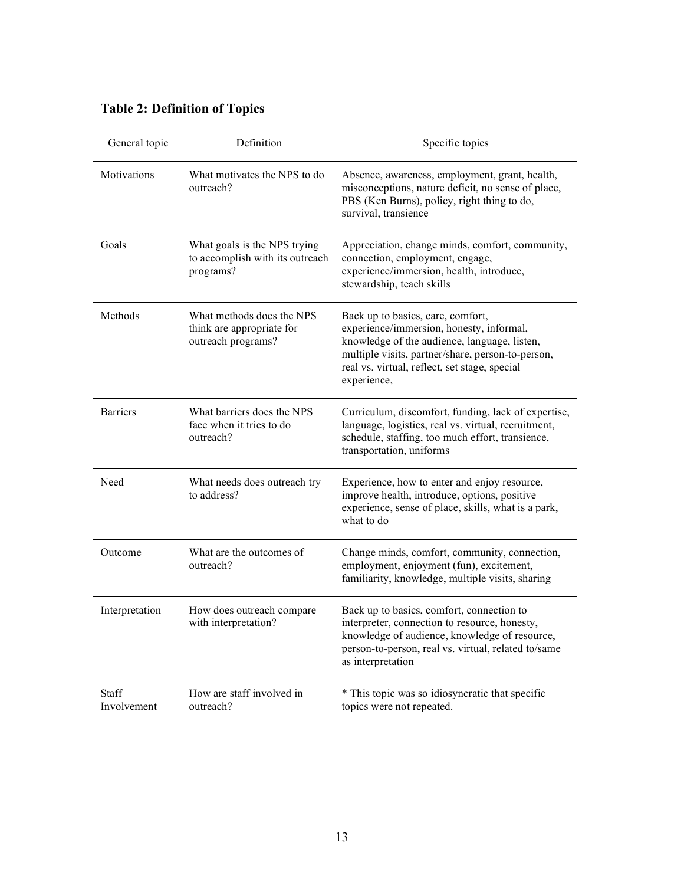**Table 2: Definition of Topics**

| General topic | Definition | Specific topics |
|---|---|---|
| Motivations | What motivates the NPS to do outreach? | Absence, awareness, employment, grant, health, misconceptions, nature deficit, no sense of place, PBS (Ken Burns), policy, right thing to do, survival, transience |
| Goals | What goals is the NPS trying to accomplish with its outreach programs? | Appreciation, change minds, comfort, community, connection, employment, engage, experience/immersion, health, introduce, stewardship, teach skills |
| Methods | What methods does the NPS think are appropriate for outreach programs? | Back up to basics, care, comfort, experience/immersion, honesty, informal, knowledge of the audience, language, listen, multiple visits, partner/share, person-to-person, real vs. virtual, reflect, set stage, special experience, |
| Barriers | What barriers does the NPS face when it tries to do outreach? | Curriculum, discomfort, funding, lack of expertise, language, logistics, real vs. virtual, recruitment, schedule, staffing, too much effort, transience, transportation, uniforms |
| Need | What needs does outreach try to address? | Experience, how to enter and enjoy resource, improve health, introduce, options, positive experience, sense of place, skills, what is a park, what to do |
| Outcome | What are the outcomes of outreach? | Change minds, comfort, community, connection, employment, enjoyment (fun), excitement, familiarity, knowledge, multiple visits, sharing |
| Interpretation | How does outreach compare with interpretation? | Back up to basics, comfort, connection to interpreter, connection to resource, honesty, knowledge of audience, knowledge of resource, person-to-person, real vs. virtual, related to/same as interpretation |
| Staff Involvement | How are staff involved in outreach? | * This topic was so idiosyncratic that specific topics were not repeated. |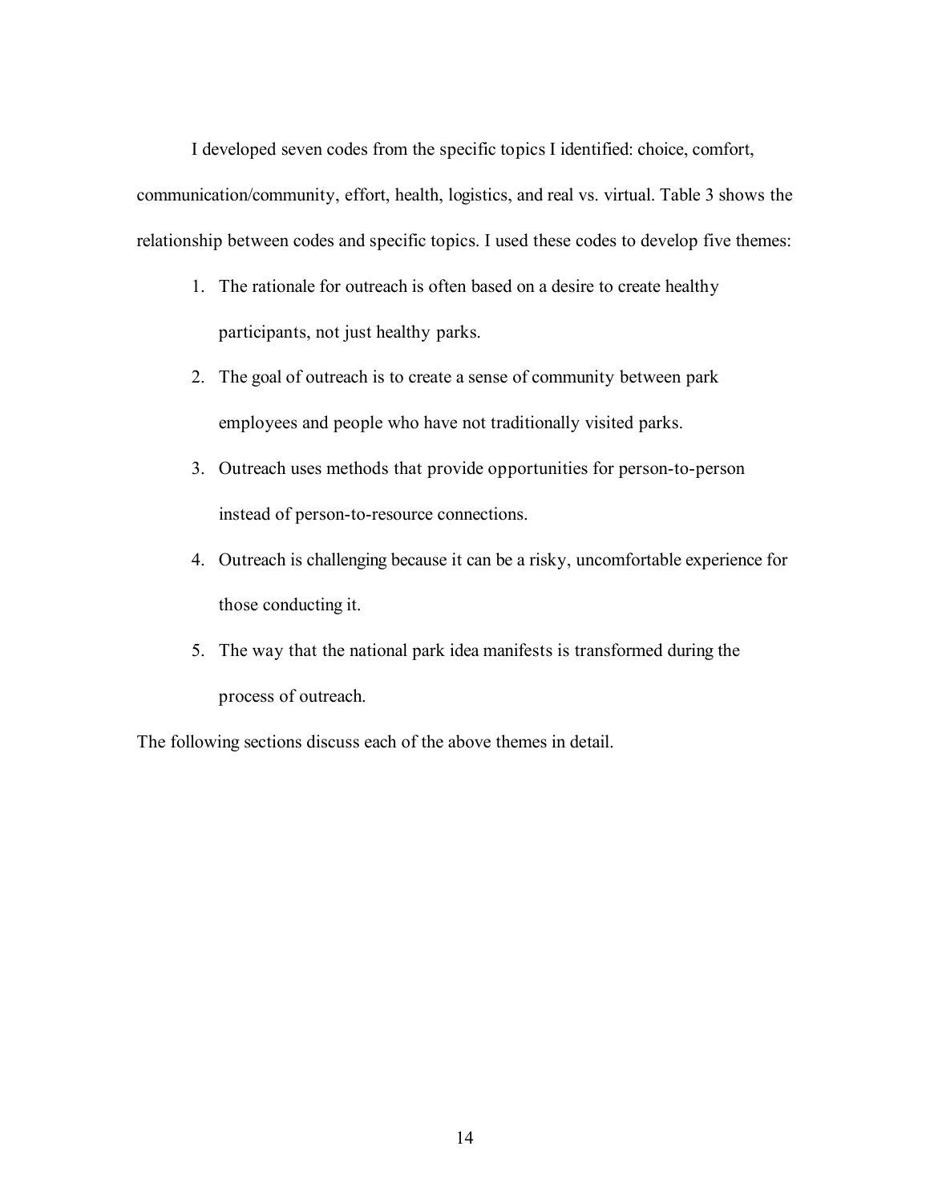I developed seven codes from the specific topics I identified: choice, comfort, communication/community, effort, health, logistics, and real vs. virtual. Table 3 shows the relationship between codes and specific topics. I used these codes to develop five themes:

1. The rationale for outreach is often based on a desire to create healthy participants, not just healthy parks.
2. The goal of outreach is to create a sense of community between park employees and people who have not traditionally visited parks.
3. Outreach uses methods that provide opportunities for person-to-person instead of person-to-resource connections.
4. Outreach is challenging because it can be a risky, uncomfortable experience for those conducting it.
5. The way that the national park idea manifests is transformed during the process of outreach.

The following sections discuss each of the above themes in detail.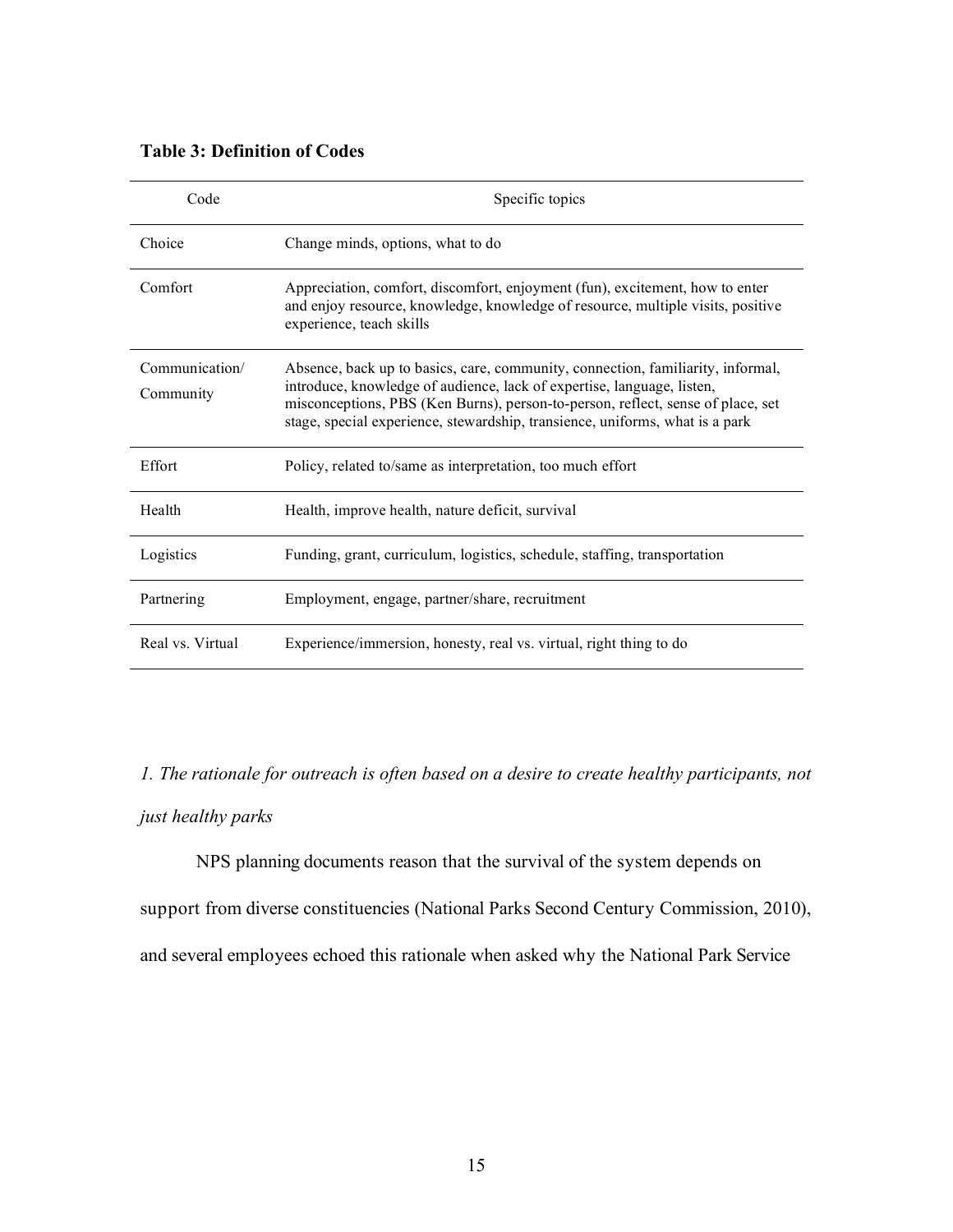**Table 3: Definition of Codes**

| Code | Specific topics |
|---|---|
| Choice | Change minds, options, what to do |
| Comfort | Appreciation, comfort, discomfort, enjoyment (fun), excitement, how to enter and enjoy resource, knowledge, knowledge of resource, multiple visits, positive experience, teach skills |
| Communication/ Community | Absence, back up to basics, care, community, connection, familiarity, informal, introduce, knowledge of audience, lack of expertise, language, listen, misconceptions, PBS (Ken Burns), person-to-person, reflect, sense of place, set stage, special experience, stewardship, transience, uniforms, what is a park |
| Effort | Policy, related to/same as interpretation, too much effort |
| Health | Health, improve health, nature deficit, survival |
| Logistics | Funding, grant, curriculum, logistics, schedule, staffing, transportation |
| Partnering | Employment, engage, partner/share, recruitment |
| Real vs. Virtual | Experience/immersion, honesty, real vs. virtual, right thing to do |

*1. The rationale for outreach is often based on a desire to create healthy participants, not just healthy parks*

NPS planning documents reason that the survival of the system depends on support from diverse constituencies (National Parks Second Century Commission, 2010), and several employees echoed this rationale when asked why the National Park Service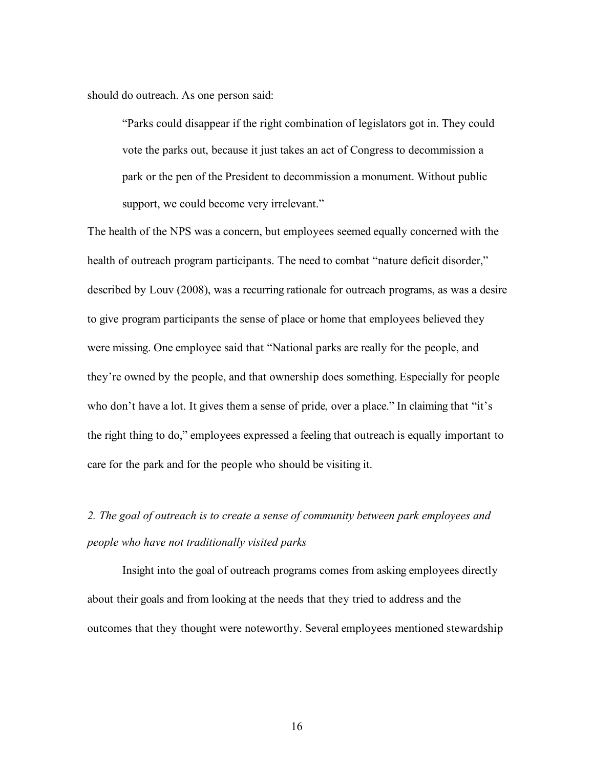should do outreach. As one person said:

> "Parks could disappear if the right combination of legislators got in. They could vote the parks out, because it just takes an act of Congress to decommission a park or the pen of the President to decommission a monument. Without public support, we could become very irrelevant."

The health of the NPS was a concern, but employees seemed equally concerned with the health of outreach program participants. The need to combat "nature deficit disorder," described by Louv (2008), was a recurring rationale for outreach programs, as was a desire to give program participants the sense of place or home that employees believed they were missing. One employee said that "National parks are really for the people, and they're owned by the people, and that ownership does something. Especially for people who don't have a lot. It gives them a sense of pride, over a place." In claiming that "it's the right thing to do," employees expressed a feeling that outreach is equally important to care for the park and for the people who should be visiting it.

*2. The goal of outreach is to create a sense of community between park employees and people who have not traditionally visited parks*

Insight into the goal of outreach programs comes from asking employees directly about their goals and from looking at the needs that they tried to address and the outcomes that they thought were noteworthy. Several employees mentioned stewardship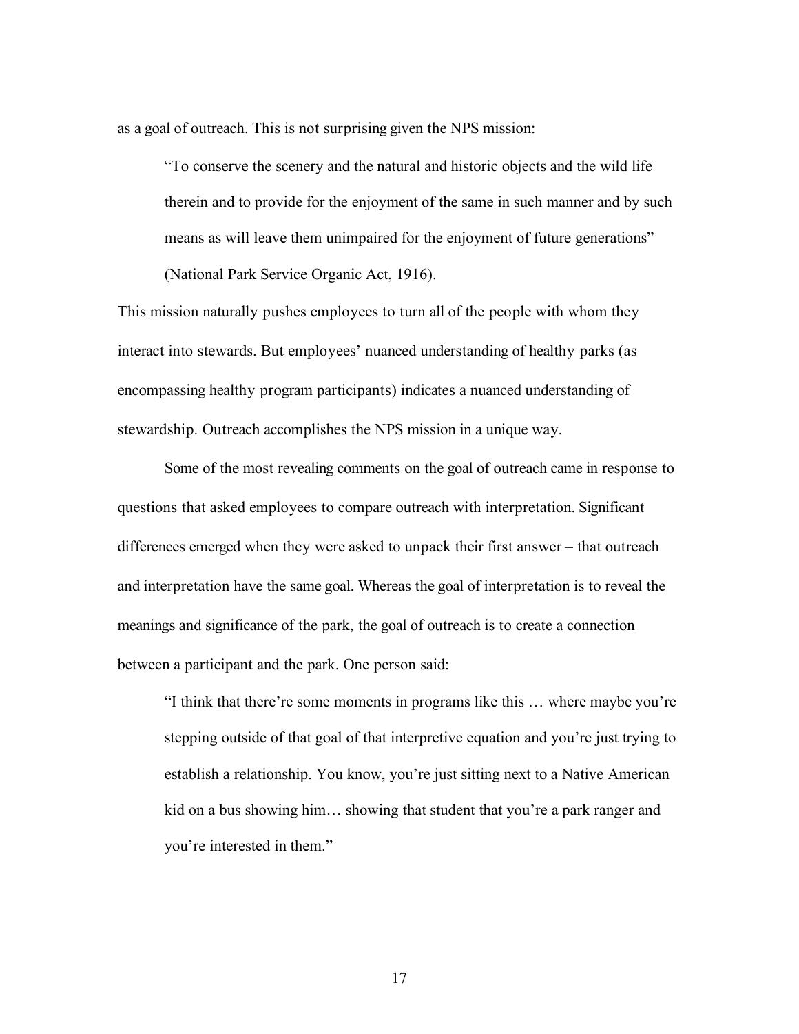as a goal of outreach. This is not surprising given the NPS mission:

> "To conserve the scenery and the natural and historic objects and the wild life therein and to provide for the enjoyment of the same in such manner and by such means as will leave them unimpaired for the enjoyment of future generations" (National Park Service Organic Act, 1916).

This mission naturally pushes employees to turn all of the people with whom they interact into stewards. But employees' nuanced understanding of healthy parks (as encompassing healthy program participants) indicates a nuanced understanding of stewardship. Outreach accomplishes the NPS mission in a unique way.

Some of the most revealing comments on the goal of outreach came in response to questions that asked employees to compare outreach with interpretation. Significant differences emerged when they were asked to unpack their first answer – that outreach and interpretation have the same goal. Whereas the goal of interpretation is to reveal the meanings and significance of the park, the goal of outreach is to create a connection between a participant and the park. One person said:

> "I think that there're some moments in programs like this … where maybe you're stepping outside of that goal of that interpretive equation and you're just trying to establish a relationship. You know, you're just sitting next to a Native American kid on a bus showing him… showing that student that you're a park ranger and you're interested in them."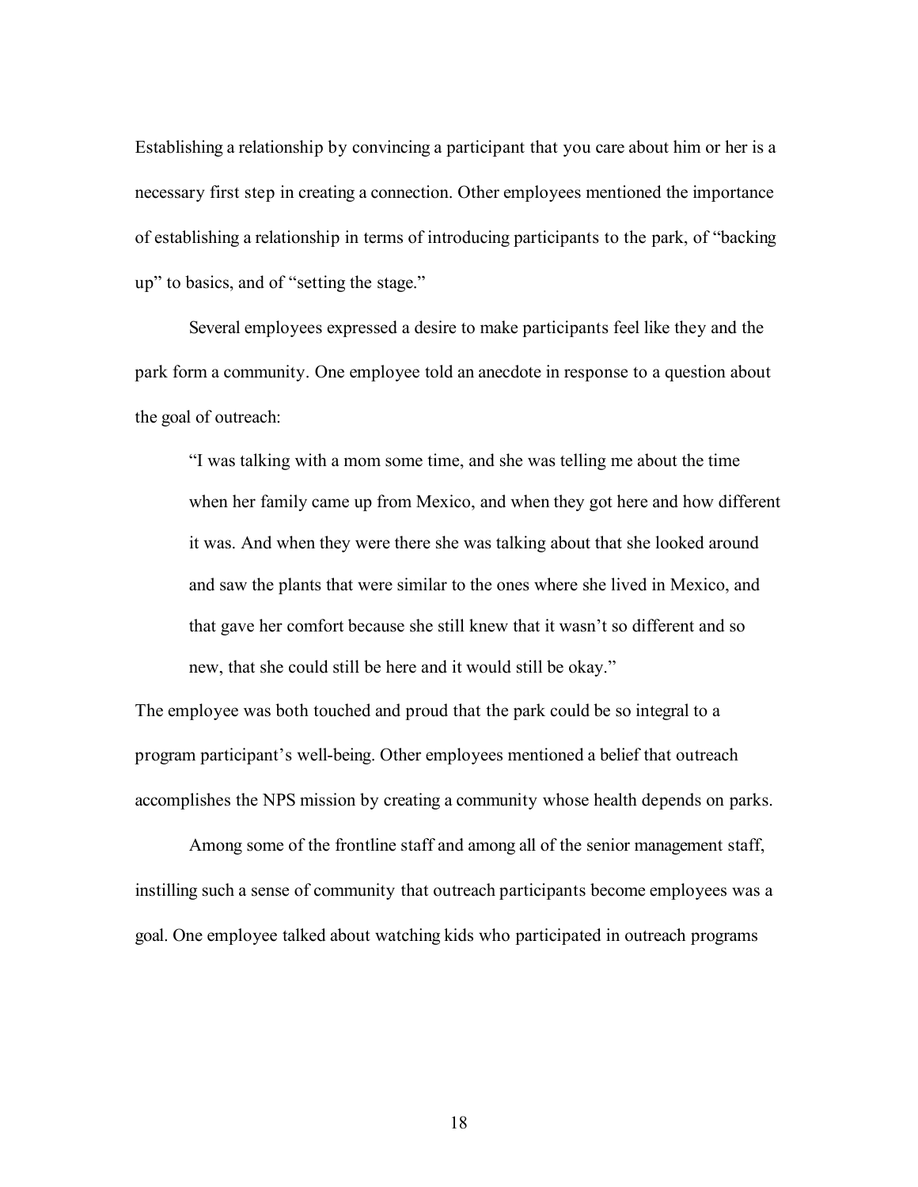Establishing a relationship by convincing a participant that you care about him or her is a necessary first step in creating a connection. Other employees mentioned the importance of establishing a relationship in terms of introducing participants to the park, of "backing up" to basics, and of "setting the stage."

Several employees expressed a desire to make participants feel like they and the park form a community. One employee told an anecdote in response to a question about the goal of outreach:

> "I was talking with a mom some time, and she was telling me about the time when her family came up from Mexico, and when they got here and how different it was. And when they were there she was talking about that she looked around and saw the plants that were similar to the ones where she lived in Mexico, and that gave her comfort because she still knew that it wasn't so different and so new, that she could still be here and it would still be okay."

The employee was both touched and proud that the park could be so integral to a program participant's well-being. Other employees mentioned a belief that outreach accomplishes the NPS mission by creating a community whose health depends on parks.

Among some of the frontline staff and among all of the senior management staff, instilling such a sense of community that outreach participants become employees was a goal. One employee talked about watching kids who participated in outreach programs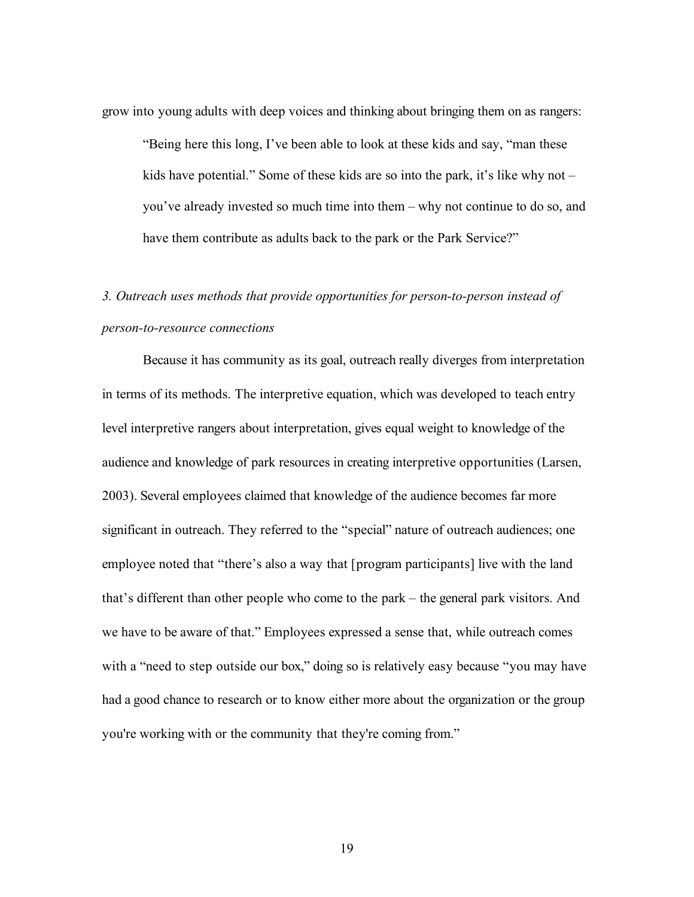grow into young adults with deep voices and thinking about bringing them on as rangers:

> "Being here this long, I've been able to look at these kids and say, "man these kids have potential." Some of these kids are so into the park, it's like why not – you've already invested so much time into them – why not continue to do so, and have them contribute as adults back to the park or the Park Service?"

*3. Outreach uses methods that provide opportunities for person-to-person instead of person-to-resource connections*

Because it has community as its goal, outreach really diverges from interpretation in terms of its methods. The interpretive equation, which was developed to teach entry level interpretive rangers about interpretation, gives equal weight to knowledge of the audience and knowledge of park resources in creating interpretive opportunities (Larsen, 2003). Several employees claimed that knowledge of the audience becomes far more significant in outreach. They referred to the "special" nature of outreach audiences; one employee noted that "there's also a way that [program participants] live with the land that's different than other people who come to the park – the general park visitors. And we have to be aware of that." Employees expressed a sense that, while outreach comes with a "need to step outside our box," doing so is relatively easy because "you may have had a good chance to research or to know either more about the organization or the group you're working with or the community that they're coming from."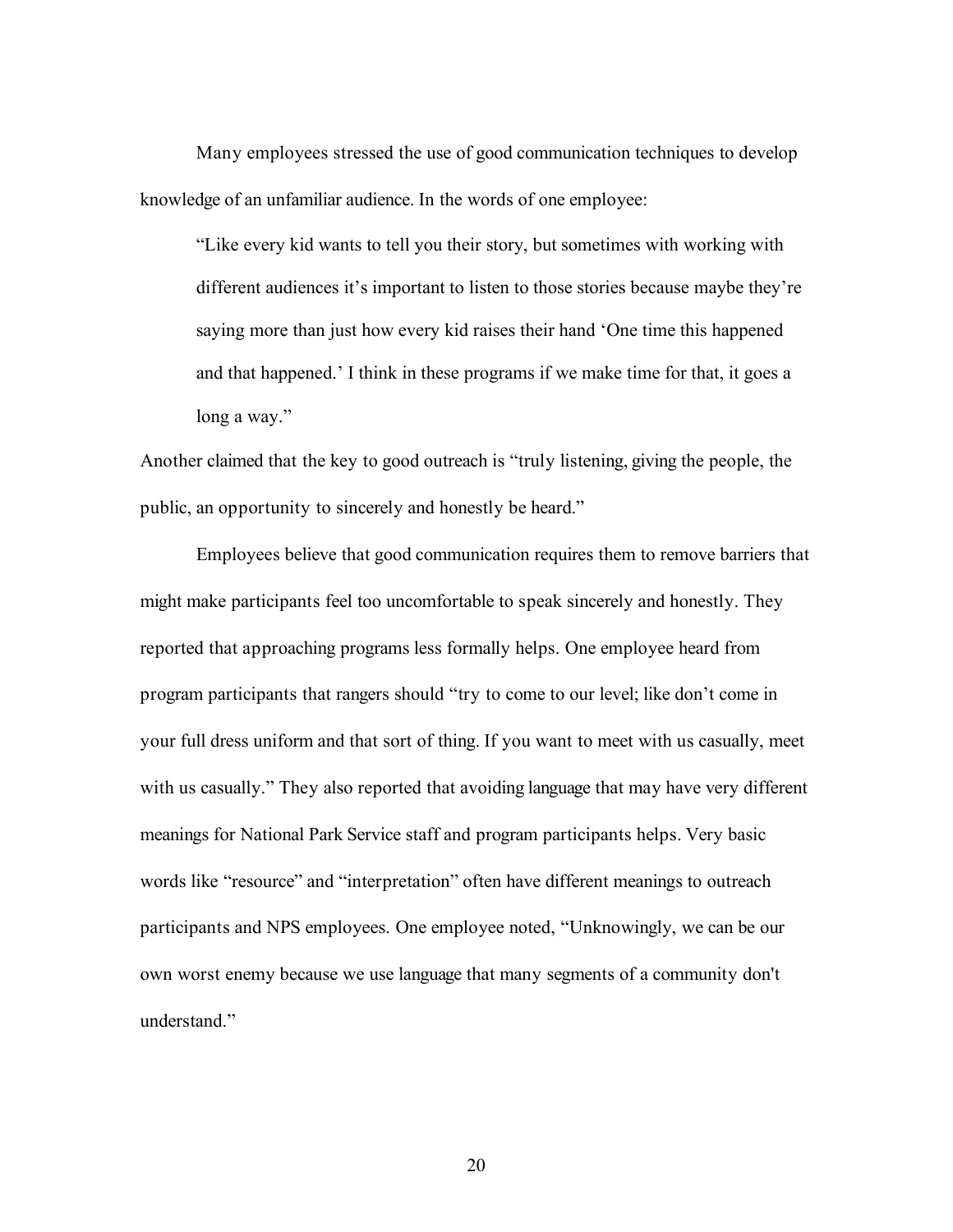Many employees stressed the use of good communication techniques to develop knowledge of an unfamiliar audience. In the words of one employee:

> "Like every kid wants to tell you their story, but sometimes with working with different audiences it's important to listen to those stories because maybe they're saying more than just how every kid raises their hand 'One time this happened and that happened.' I think in these programs if we make time for that, it goes a long a way."

Another claimed that the key to good outreach is "truly listening, giving the people, the public, an opportunity to sincerely and honestly be heard."

Employees believe that good communication requires them to remove barriers that might make participants feel too uncomfortable to speak sincerely and honestly. They reported that approaching programs less formally helps. One employee heard from program participants that rangers should "try to come to our level; like don't come in your full dress uniform and that sort of thing. If you want to meet with us casually, meet with us casually." They also reported that avoiding language that may have very different meanings for National Park Service staff and program participants helps. Very basic words like "resource" and "interpretation" often have different meanings to outreach participants and NPS employees. One employee noted, "Unknowingly, we can be our own worst enemy because we use language that many segments of a community don't understand."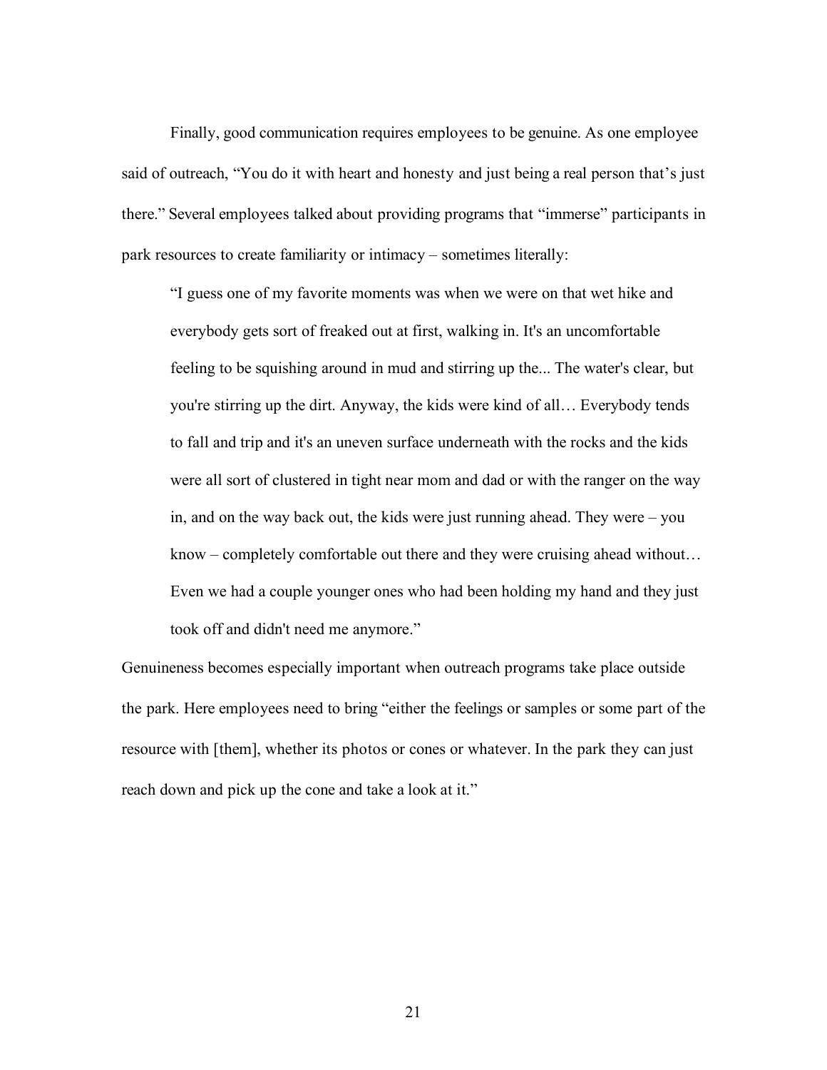Finally, good communication requires employees to be genuine. As one employee said of outreach, "You do it with heart and honesty and just being a real person that's just there." Several employees talked about providing programs that "immerse" participants in park resources to create familiarity or intimacy – sometimes literally:

> "I guess one of my favorite moments was when we were on that wet hike and everybody gets sort of freaked out at first, walking in. It's an uncomfortable feeling to be squishing around in mud and stirring up the... The water's clear, but you're stirring up the dirt. Anyway, the kids were kind of all… Everybody tends to fall and trip and it's an uneven surface underneath with the rocks and the kids were all sort of clustered in tight near mom and dad or with the ranger on the way in, and on the way back out, the kids were just running ahead. They were – you know – completely comfortable out there and they were cruising ahead without… Even we had a couple younger ones who had been holding my hand and they just took off and didn't need me anymore."

Genuineness becomes especially important when outreach programs take place outside the park. Here employees need to bring "either the feelings or samples or some part of the resource with [them], whether its photos or cones or whatever. In the park they can just reach down and pick up the cone and take a look at it."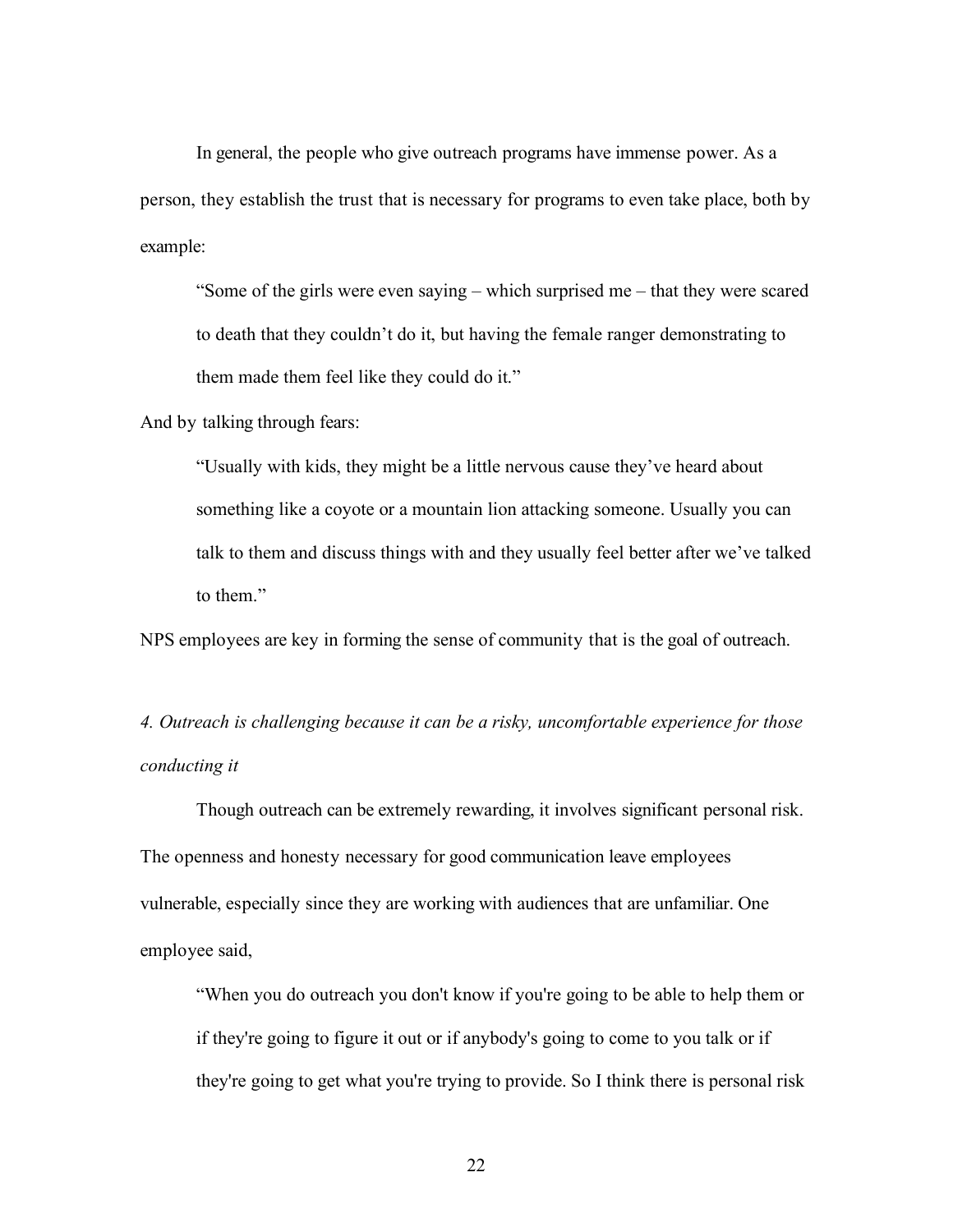In general, the people who give outreach programs have immense power. As a person, they establish the trust that is necessary for programs to even take place, both by example:

> "Some of the girls were even saying – which surprised me – that they were scared to death that they couldn't do it, but having the female ranger demonstrating to them made them feel like they could do it."

And by talking through fears:

> "Usually with kids, they might be a little nervous cause they've heard about something like a coyote or a mountain lion attacking someone. Usually you can talk to them and discuss things with and they usually feel better after we've talked to them."

NPS employees are key in forming the sense of community that is the goal of outreach.

*4. Outreach is challenging because it can be a risky, uncomfortable experience for those conducting it*

Though outreach can be extremely rewarding, it involves significant personal risk. The openness and honesty necessary for good communication leave employees vulnerable, especially since they are working with audiences that are unfamiliar. One employee said,

> "When you do outreach you don't know if you're going to be able to help them or if they're going to figure it out or if anybody's going to come to you talk or if they're going to get what you're trying to provide. So I think there is personal risk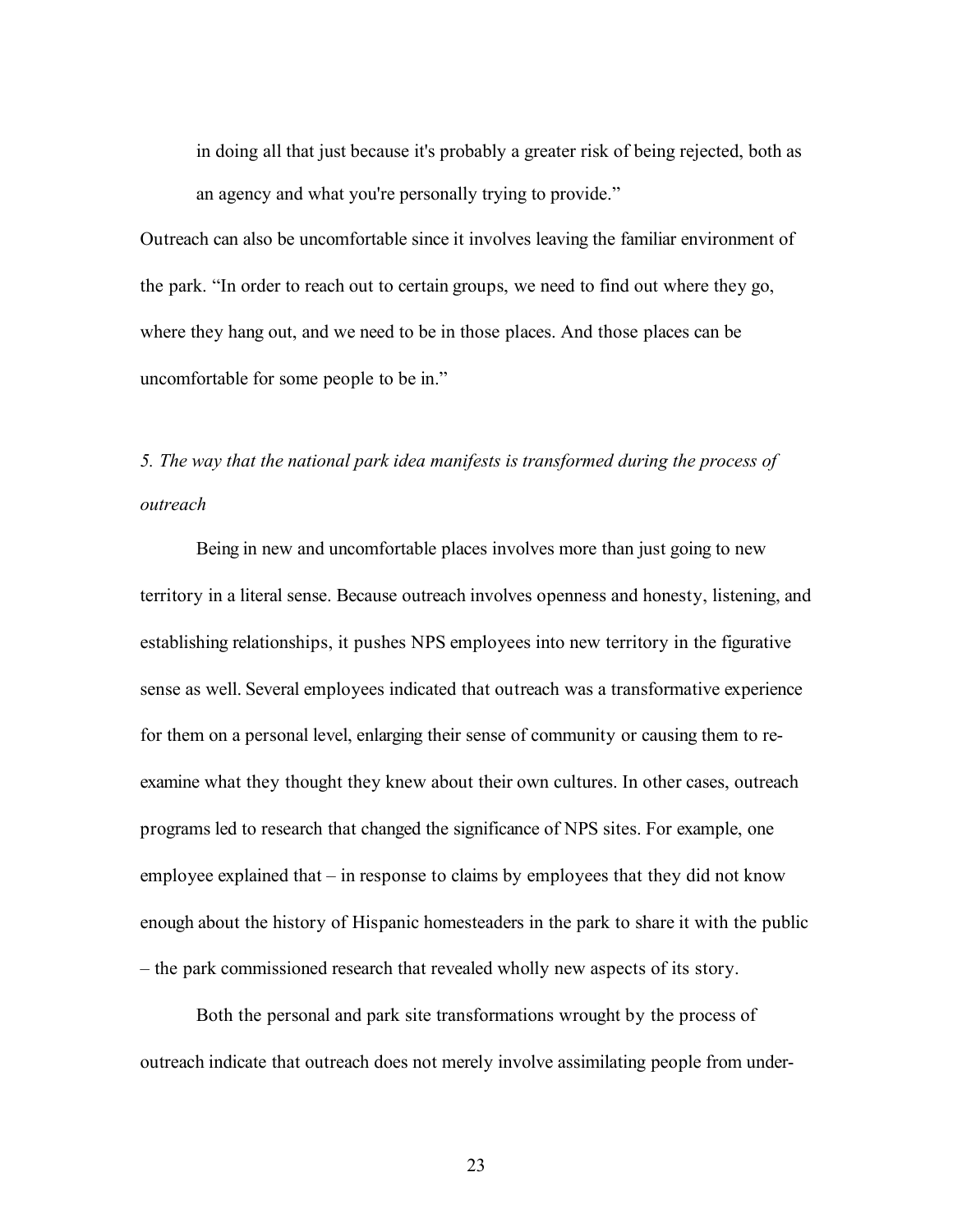> in doing all that just because it's probably a greater risk of being rejected, both as an agency and what you're personally trying to provide."

Outreach can also be uncomfortable since it involves leaving the familiar environment of the park. "In order to reach out to certain groups, we need to find out where they go, where they hang out, and we need to be in those places. And those places can be uncomfortable for some people to be in."

*5. The way that the national park idea manifests is transformed during the process of outreach*

Being in new and uncomfortable places involves more than just going to new territory in a literal sense. Because outreach involves openness and honesty, listening, and establishing relationships, it pushes NPS employees into new territory in the figurative sense as well. Several employees indicated that outreach was a transformative experience for them on a personal level, enlarging their sense of community or causing them to re-examine what they thought they knew about their own cultures. In other cases, outreach programs led to research that changed the significance of NPS sites. For example, one employee explained that – in response to claims by employees that they did not know enough about the history of Hispanic homesteaders in the park to share it with the public – the park commissioned research that revealed wholly new aspects of its story.

Both the personal and park site transformations wrought by the process of outreach indicate that outreach does not merely involve assimilating people from under-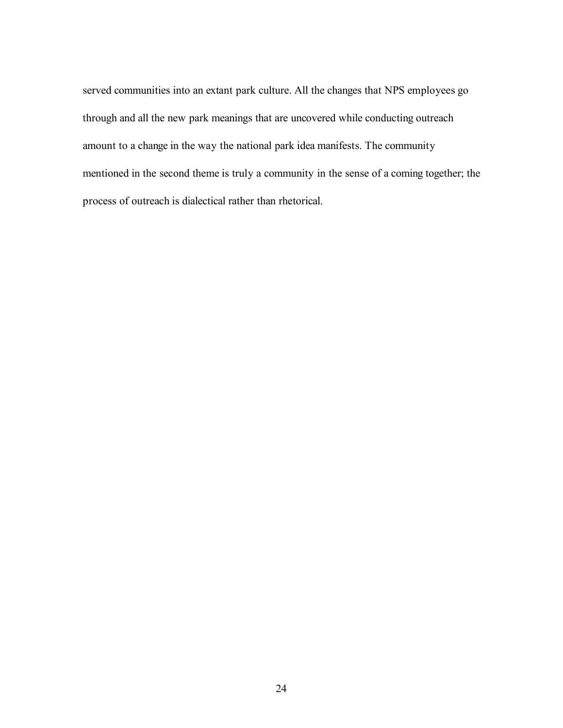served communities into an extant park culture. All the changes that NPS employees go through and all the new park meanings that are uncovered while conducting outreach amount to a change in the way the national park idea manifests. The community mentioned in the second theme is truly a community in the sense of a coming together; the process of outreach is dialectical rather than rhetorical.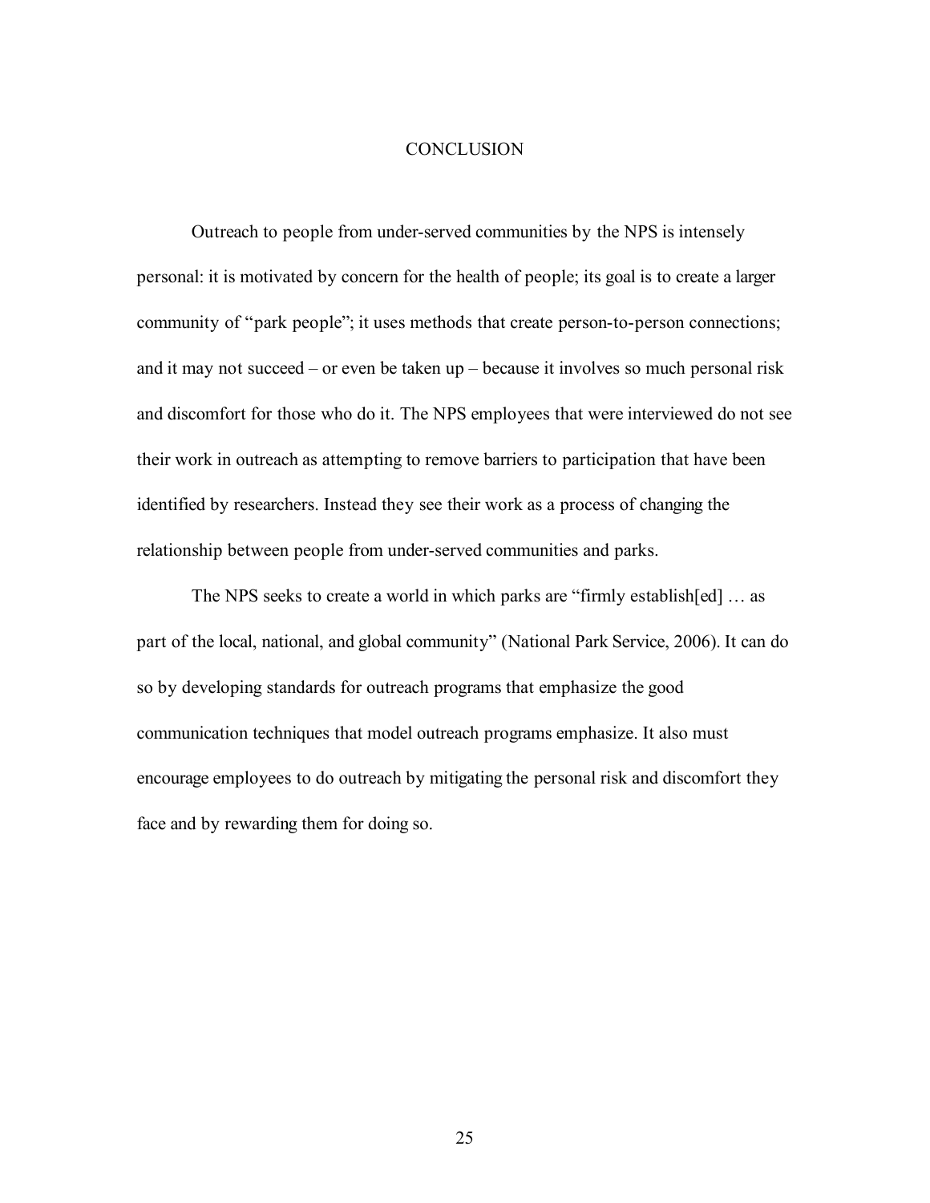# CONCLUSION

Outreach to people from under-served communities by the NPS is intensely personal: it is motivated by concern for the health of people; its goal is to create a larger community of "park people"; it uses methods that create person-to-person connections; and it may not succeed – or even be taken up – because it involves so much personal risk and discomfort for those who do it. The NPS employees that were interviewed do not see their work in outreach as attempting to remove barriers to participation that have been identified by researchers. Instead they see their work as a process of changing the relationship between people from under-served communities and parks.

The NPS seeks to create a world in which parks are "firmly establish[ed] … as part of the local, national, and global community" (National Park Service, 2006). It can do so by developing standards for outreach programs that emphasize the good communication techniques that model outreach programs emphasize. It also must encourage employees to do outreach by mitigating the personal risk and discomfort they face and by rewarding them for doing so.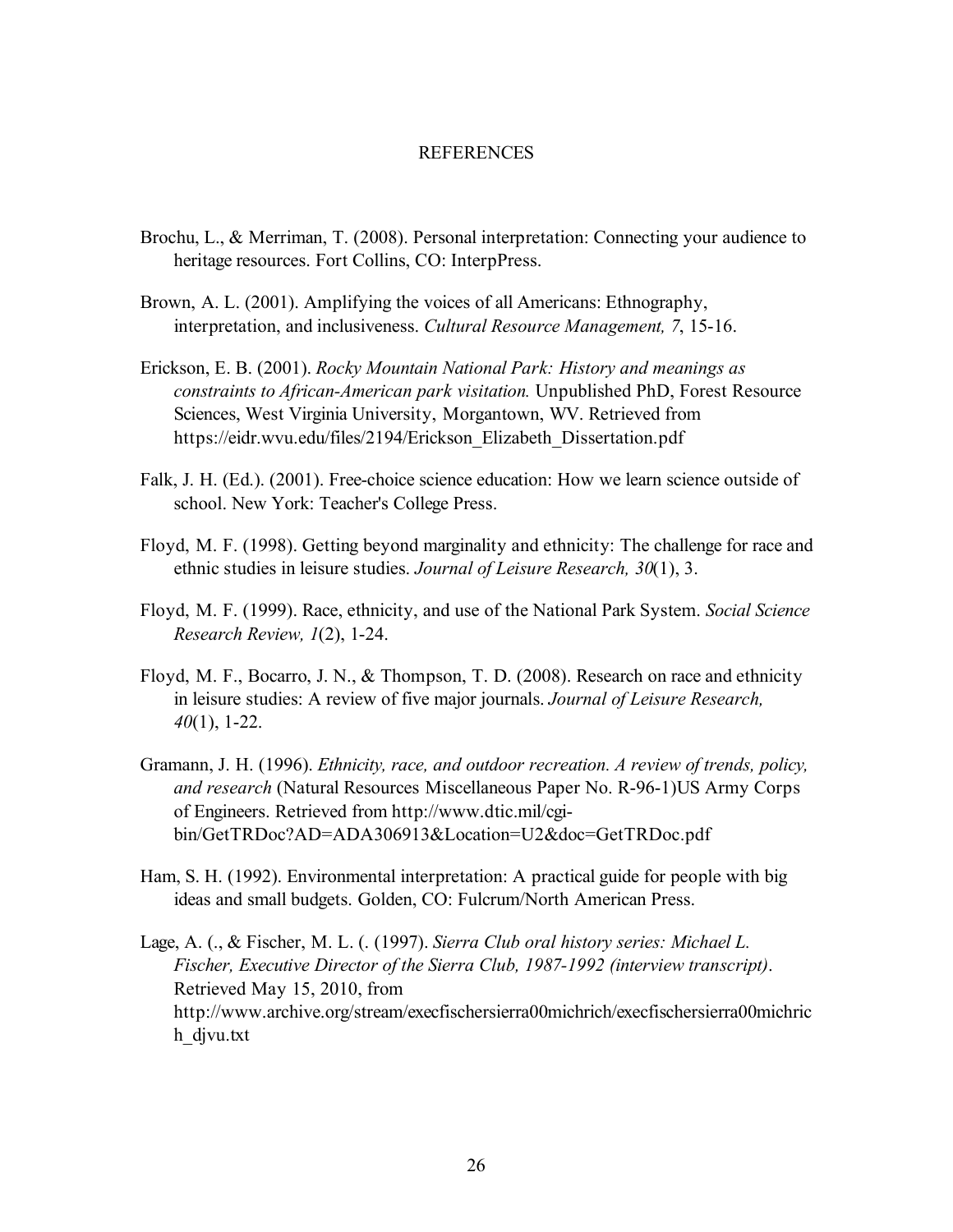# REFERENCES

Brochu, L., & Merriman, T. (2008). Personal interpretation: Connecting your audience to heritage resources. Fort Collins, CO: InterpPress.

Brown, A. L. (2001). Amplifying the voices of all Americans: Ethnography, interpretation, and inclusiveness. *Cultural Resource Management, 7*, 15-16.

Erickson, E. B. (2001). *Rocky Mountain National Park: History and meanings as constraints to African-American park visitation.* Unpublished PhD, Forest Resource Sciences, West Virginia University, Morgantown, WV. Retrieved from https://eidr.wvu.edu/files/2194/Erickson_Elizabeth_Dissertation.pdf

Falk, J. H. (Ed.). (2001). Free-choice science education: How we learn science outside of school. New York: Teacher's College Press.

Floyd, M. F. (1998). Getting beyond marginality and ethnicity: The challenge for race and ethnic studies in leisure studies. *Journal of Leisure Research, 30*(1), 3.

Floyd, M. F. (1999). Race, ethnicity, and use of the National Park System. *Social Science Research Review, 1*(2), 1-24.

Floyd, M. F., Bocarro, J. N., & Thompson, T. D. (2008). Research on race and ethnicity in leisure studies: A review of five major journals. *Journal of Leisure Research, 40*(1), 1-22.

Gramann, J. H. (1996). *Ethnicity, race, and outdoor recreation. A review of trends, policy, and research* (Natural Resources Miscellaneous Paper No. R-96-1)US Army Corps of Engineers. Retrieved from http://www.dtic.mil/cgi-bin/GetTRDoc?AD=ADA306913&Location=U2&doc=GetTRDoc.pdf

Ham, S. H. (1992). Environmental interpretation: A practical guide for people with big ideas and small budgets. Golden, CO: Fulcrum/North American Press.

Lage, A. (., & Fischer, M. L. (. (1997). *Sierra Club oral history series: Michael L. Fischer, Executive Director of the Sierra Club, 1987-1992 (interview transcript)*. Retrieved May 15, 2010, from http://www.archive.org/stream/execfischersierra00michrich/execfischersierra00michrich_djvu.txt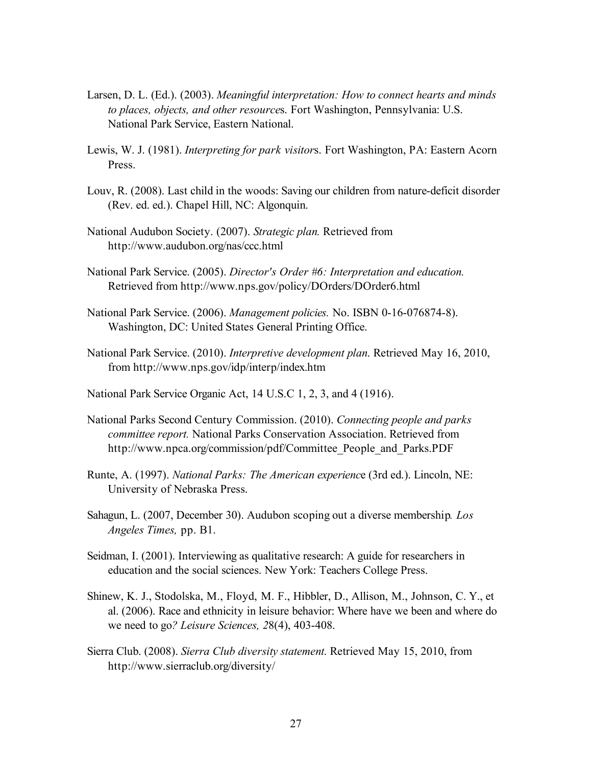Larsen, D. L. (Ed.). (2003). *Meaningful interpretation: How to connect hearts and minds to places, objects, and other resource*s. Fort Washington, Pennsylvania: U.S. National Park Service, Eastern National.

Lewis, W. J. (1981). *Interpreting for park visitor*s. Fort Washington, PA: Eastern Acorn Press.

Louv, R. (2008). Last child in the woods: Saving our children from nature-deficit disorder (Rev. ed. ed.). Chapel Hill, NC: Algonquin.

National Audubon Society. (2007). *Strategic plan.* Retrieved from http://www.audubon.org/nas/ccc.html

National Park Service. (2005). *Director's Order #6: Interpretation and education.* Retrieved from http://www.nps.gov/policy/DOrders/DOrder6.html

National Park Service. (2006). *Management policies.* No. ISBN 0-16-076874-8). Washington, DC: United States General Printing Office.

National Park Service. (2010). *Interpretive development plan.* Retrieved May 16, 2010, from http://www.nps.gov/idp/interp/index.htm

National Park Service Organic Act, 14 U.S.C 1, 2, 3, and 4 (1916).

National Parks Second Century Commission. (2010). *Connecting people and parks committee report.* National Parks Conservation Association. Retrieved from http://www.npca.org/commission/pdf/Committee_People_and_Parks.PDF

Runte, A. (1997). *National Parks: The American experienc*e (3rd ed.). Lincoln, NE: University of Nebraska Press.

Sahagun, L. (2007, December 30). Audubon scoping out a diverse membership*. Los Angeles Times,* pp. B1.

Seidman, I. (2001). Interviewing as qualitative research: A guide for researchers in education and the social sciences. New York: Teachers College Press.

Shinew, K. J., Stodolska, M., Floyd, M. F., Hibbler, D., Allison, M., Johnson, C. Y., et al. (2006). Race and ethnicity in leisure behavior: Where have we been and where do we need to go*? Leisure Sciences, 2*8(4), 403-408.

Sierra Club. (2008). *Sierra Club diversity statement.* Retrieved May 15, 2010, from http://www.sierraclub.org/diversity/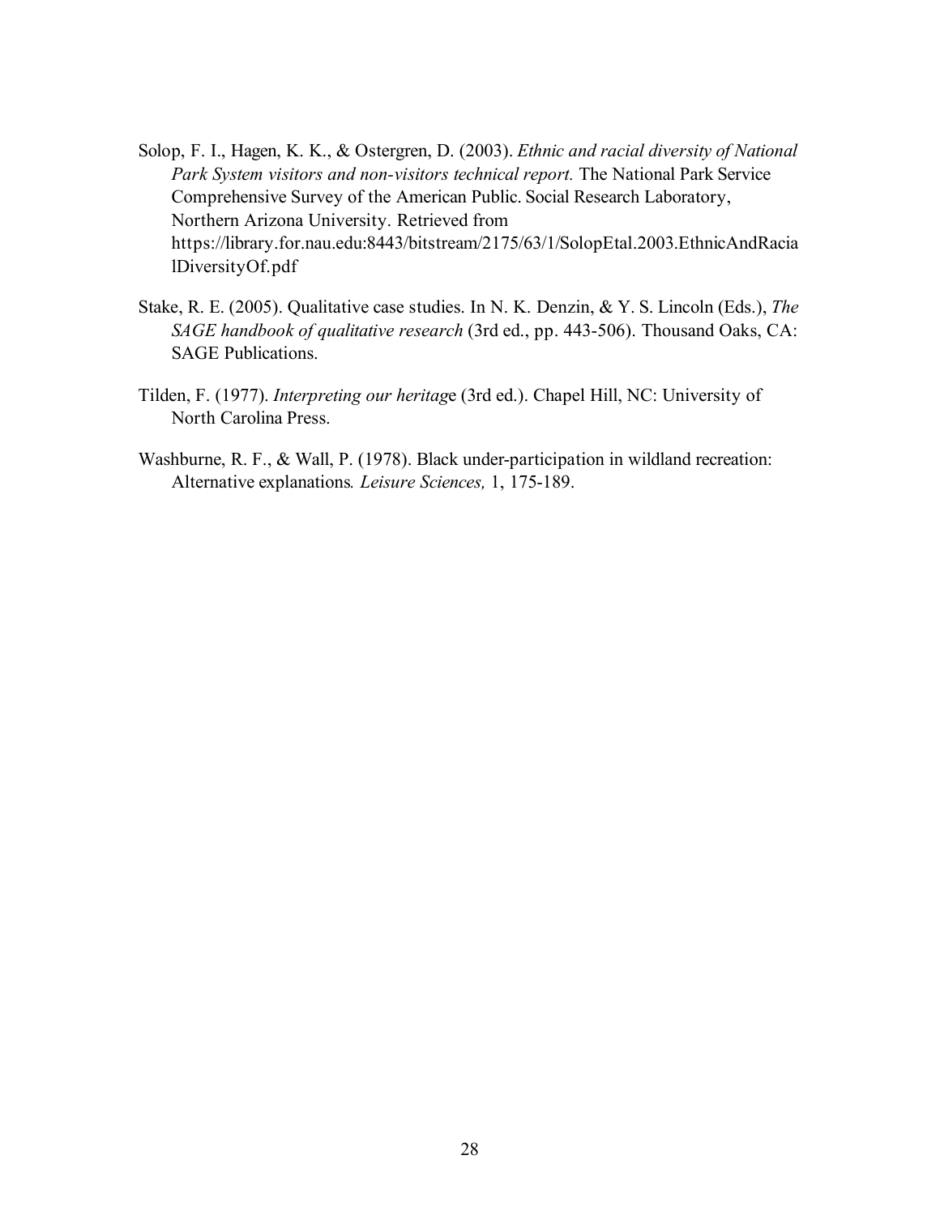Solop, F. I., Hagen, K. K., & Ostergren, D. (2003). *Ethnic and racial diversity of National Park System visitors and non-visitors technical report.* The National Park Service Comprehensive Survey of the American Public. Social Research Laboratory, Northern Arizona University. Retrieved from https://library.for.nau.edu:8443/bitstream/2175/63/1/SolopEtal.2003.EthnicAndRacialDiversityOf.pdf

Stake, R. E. (2005). Qualitative case studies. In N. K. Denzin, & Y. S. Lincoln (Eds.), *The SAGE handbook of qualitative research* (3rd ed., pp. 443-506). Thousand Oaks, CA: SAGE Publications.

Tilden, F. (1977). *Interpreting our heritag*e (3rd ed.). Chapel Hill, NC: University of North Carolina Press.

Washburne, R. F., & Wall, P. (1978). Black under-participation in wildland recreation: Alternative explanations*. Leisure Sciences,* 1, 175-189.